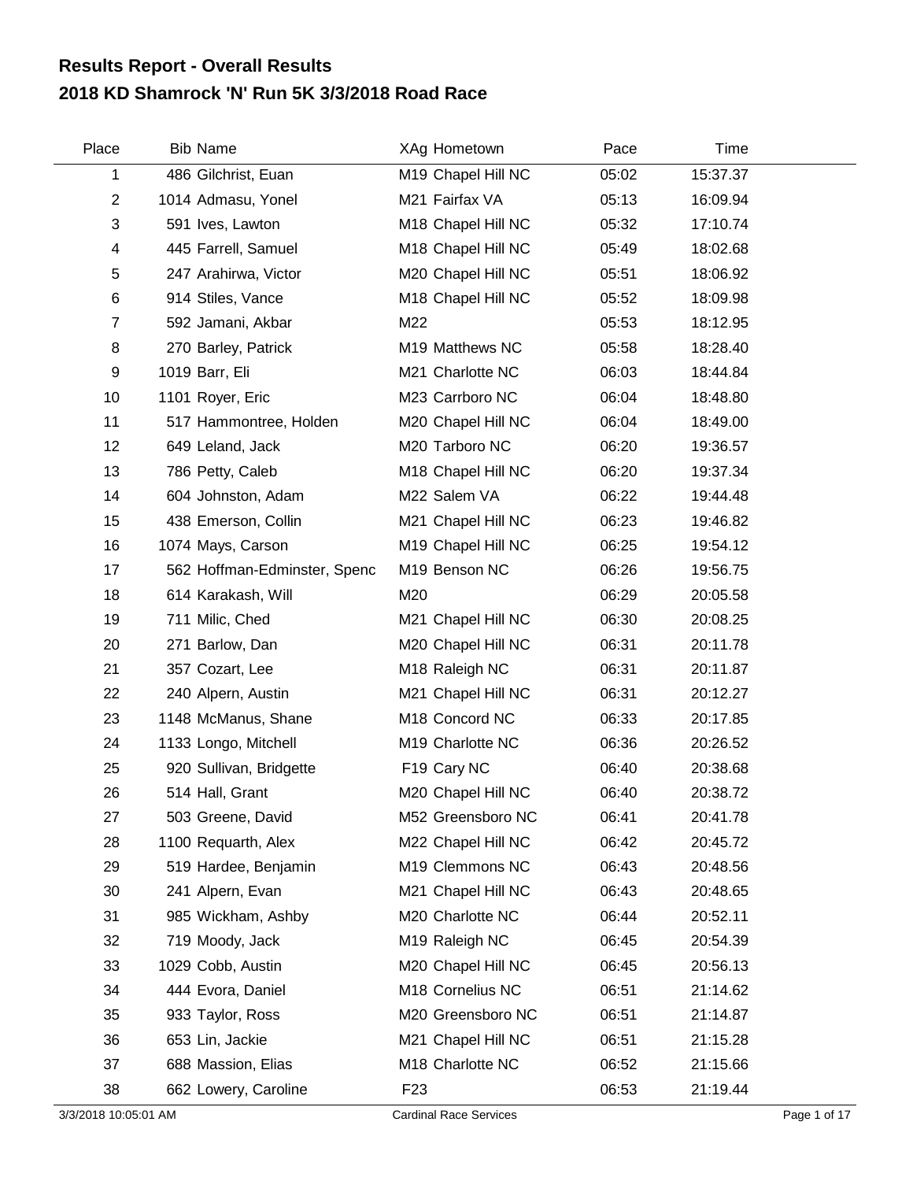# Results Report - Overall Results
## 2018 KD Shamrock 'N' Run 5K 3/3/2018 Road Race

| Place | Bib | Name | XAg | Hometown | Pace | Time |
|---|---|---|---|---|---|---|
| 1 | 486 | Gilchrist, Euan | M19 | Chapel Hill NC | 05:02 | 15:37.37 |
| 2 | 1014 | Admasu, Yonel | M21 | Fairfax VA | 05:13 | 16:09.94 |
| 3 | 591 | Ives, Lawton | M18 | Chapel Hill NC | 05:32 | 17:10.74 |
| 4 | 445 | Farrell, Samuel | M18 | Chapel Hill NC | 05:49 | 18:02.68 |
| 5 | 247 | Arahirwa, Victor | M20 | Chapel Hill NC | 05:51 | 18:06.92 |
| 6 | 914 | Stiles, Vance | M18 | Chapel Hill NC | 05:52 | 18:09.98 |
| 7 | 592 | Jamani, Akbar | M22 | | 05:53 | 18:12.95 |
| 8 | 270 | Barley, Patrick | M19 | Matthews NC | 05:58 | 18:28.40 |
| 9 | 1019 | Barr, Eli | M21 | Charlotte NC | 06:03 | 18:44.84 |
| 10 | 1101 | Royer, Eric | M23 | Carrboro NC | 06:04 | 18:48.80 |
| 11 | 517 | Hammontree, Holden | M20 | Chapel Hill NC | 06:04 | 18:49.00 |
| 12 | 649 | Leland, Jack | M20 | Tarboro NC | 06:20 | 19:36.57 |
| 13 | 786 | Petty, Caleb | M18 | Chapel Hill NC | 06:20 | 19:37.34 |
| 14 | 604 | Johnston, Adam | M22 | Salem VA | 06:22 | 19:44.48 |
| 15 | 438 | Emerson, Collin | M21 | Chapel Hill NC | 06:23 | 19:46.82 |
| 16 | 1074 | Mays, Carson | M19 | Chapel Hill NC | 06:25 | 19:54.12 |
| 17 | 562 | Hoffman-Edminster, Spenc | M19 | Benson NC | 06:26 | 19:56.75 |
| 18 | 614 | Karakash, Will | M20 | | 06:29 | 20:05.58 |
| 19 | 711 | Milic, Ched | M21 | Chapel Hill NC | 06:30 | 20:08.25 |
| 20 | 271 | Barlow, Dan | M20 | Chapel Hill NC | 06:31 | 20:11.78 |
| 21 | 357 | Cozart, Lee | M18 | Raleigh NC | 06:31 | 20:11.87 |
| 22 | 240 | Alpern, Austin | M21 | Chapel Hill NC | 06:31 | 20:12.27 |
| 23 | 1148 | McManus, Shane | M18 | Concord NC | 06:33 | 20:17.85 |
| 24 | 1133 | Longo, Mitchell | M19 | Charlotte NC | 06:36 | 20:26.52 |
| 25 | 920 | Sullivan, Bridgette | F19 | Cary NC | 06:40 | 20:38.68 |
| 26 | 514 | Hall, Grant | M20 | Chapel Hill NC | 06:40 | 20:38.72 |
| 27 | 503 | Greene, David | M52 | Greensboro NC | 06:41 | 20:41.78 |
| 28 | 1100 | Requarth, Alex | M22 | Chapel Hill NC | 06:42 | 20:45.72 |
| 29 | 519 | Hardee, Benjamin | M19 | Clemmons NC | 06:43 | 20:48.56 |
| 30 | 241 | Alpern, Evan | M21 | Chapel Hill NC | 06:43 | 20:48.65 |
| 31 | 985 | Wickham, Ashby | M20 | Charlotte NC | 06:44 | 20:52.11 |
| 32 | 719 | Moody, Jack | M19 | Raleigh NC | 06:45 | 20:54.39 |
| 33 | 1029 | Cobb, Austin | M20 | Chapel Hill NC | 06:45 | 20:56.13 |
| 34 | 444 | Evora, Daniel | M18 | Cornelius NC | 06:51 | 21:14.62 |
| 35 | 933 | Taylor, Ross | M20 | Greensboro NC | 06:51 | 21:14.87 |
| 36 | 653 | Lin, Jackie | M21 | Chapel Hill NC | 06:51 | 21:15.28 |
| 37 | 688 | Massion, Elias | M18 | Charlotte NC | 06:52 | 21:15.66 |
| 38 | 662 | Lowery, Caroline | F23 | | 06:53 | 21:19.44 |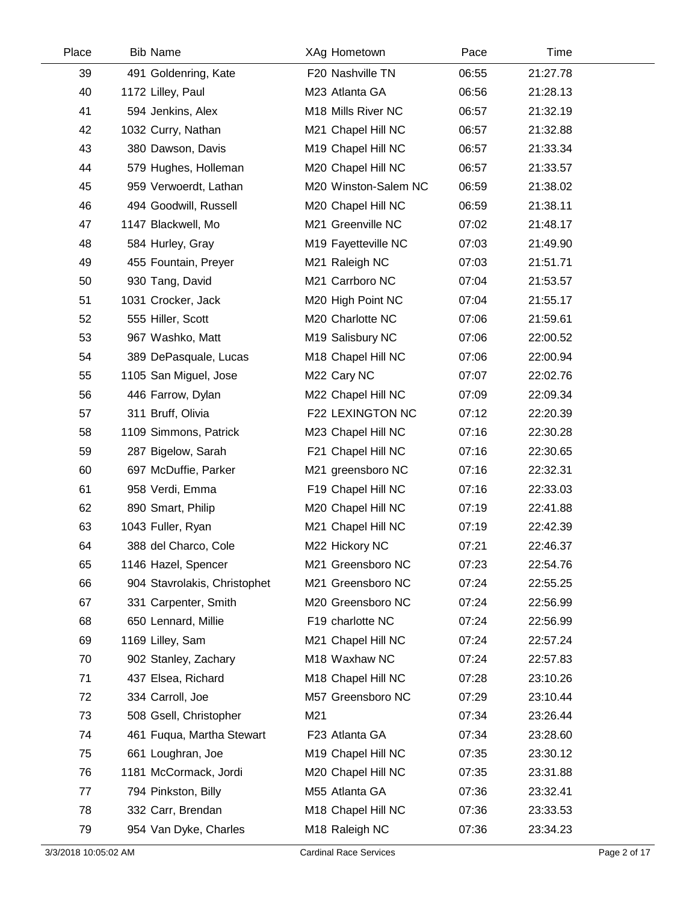| Place | Bib | Name | XAg | Hometown | Pace | Time |
|---|---|---|---|---|---|---|
| 39 | 491 | Goldenring, Kate | F20 | Nashville TN | 06:55 | 21:27.78 |
| 40 | 1172 | Lilley, Paul | M23 | Atlanta GA | 06:56 | 21:28.13 |
| 41 | 594 | Jenkins, Alex | M18 | Mills River NC | 06:57 | 21:32.19 |
| 42 | 1032 | Curry, Nathan | M21 | Chapel Hill NC | 06:57 | 21:32.88 |
| 43 | 380 | Dawson, Davis | M19 | Chapel Hill NC | 06:57 | 21:33.34 |
| 44 | 579 | Hughes, Holleman | M20 | Chapel Hill NC | 06:57 | 21:33.57 |
| 45 | 959 | Verwoerdt, Lathan | M20 | Winston-Salem NC | 06:59 | 21:38.02 |
| 46 | 494 | Goodwill, Russell | M20 | Chapel Hill NC | 06:59 | 21:38.11 |
| 47 | 1147 | Blackwell, Mo | M21 | Greenville NC | 07:02 | 21:48.17 |
| 48 | 584 | Hurley, Gray | M19 | Fayetteville NC | 07:03 | 21:49.90 |
| 49 | 455 | Fountain, Preyer | M21 | Raleigh NC | 07:03 | 21:51.71 |
| 50 | 930 | Tang, David | M21 | Carrboro NC | 07:04 | 21:53.57 |
| 51 | 1031 | Crocker, Jack | M20 | High Point NC | 07:04 | 21:55.17 |
| 52 | 555 | Hiller, Scott | M20 | Charlotte NC | 07:06 | 21:59.61 |
| 53 | 967 | Washko, Matt | M19 | Salisbury NC | 07:06 | 22:00.52 |
| 54 | 389 | DePasquale, Lucas | M18 | Chapel Hill NC | 07:06 | 22:00.94 |
| 55 | 1105 | San Miguel, Jose | M22 | Cary NC | 07:07 | 22:02.76 |
| 56 | 446 | Farrow, Dylan | M22 | Chapel Hill NC | 07:09 | 22:09.34 |
| 57 | 311 | Bruff, Olivia | F22 | LEXINGTON NC | 07:12 | 22:20.39 |
| 58 | 1109 | Simmons, Patrick | M23 | Chapel Hill NC | 07:16 | 22:30.28 |
| 59 | 287 | Bigelow, Sarah | F21 | Chapel Hill NC | 07:16 | 22:30.65 |
| 60 | 697 | McDuffie, Parker | M21 | greensboro NC | 07:16 | 22:32.31 |
| 61 | 958 | Verdi, Emma | F19 | Chapel Hill NC | 07:16 | 22:33.03 |
| 62 | 890 | Smart, Philip | M20 | Chapel Hill NC | 07:19 | 22:41.88 |
| 63 | 1043 | Fuller, Ryan | M21 | Chapel Hill NC | 07:19 | 22:42.39 |
| 64 | 388 | del Charco, Cole | M22 | Hickory NC | 07:21 | 22:46.37 |
| 65 | 1146 | Hazel, Spencer | M21 | Greensboro NC | 07:23 | 22:54.76 |
| 66 | 904 | Stavrolakis, Christophet | M21 | Greensboro NC | 07:24 | 22:55.25 |
| 67 | 331 | Carpenter, Smith | M20 | Greensboro NC | 07:24 | 22:56.99 |
| 68 | 650 | Lennard, Millie | F19 | charlotte NC | 07:24 | 22:56.99 |
| 69 | 1169 | Lilley, Sam | M21 | Chapel Hill NC | 07:24 | 22:57.24 |
| 70 | 902 | Stanley, Zachary | M18 | Waxhaw NC | 07:24 | 22:57.83 |
| 71 | 437 | Elsea, Richard | M18 | Chapel Hill NC | 07:28 | 23:10.26 |
| 72 | 334 | Carroll, Joe | M57 | Greensboro NC | 07:29 | 23:10.44 |
| 73 | 508 | Gsell, Christopher | M21 | | 07:34 | 23:26.44 |
| 74 | 461 | Fuqua, Martha Stewart | F23 | Atlanta GA | 07:34 | 23:28.60 |
| 75 | 661 | Loughran, Joe | M19 | Chapel Hill NC | 07:35 | 23:30.12 |
| 76 | 1181 | McCormack, Jordi | M20 | Chapel Hill NC | 07:35 | 23:31.88 |
| 77 | 794 | Pinkston, Billy | M55 | Atlanta GA | 07:36 | 23:32.41 |
| 78 | 332 | Carr, Brendan | M18 | Chapel Hill NC | 07:36 | 23:33.53 |
| 79 | 954 | Van Dyke, Charles | M18 | Raleigh NC | 07:36 | 23:34.23 |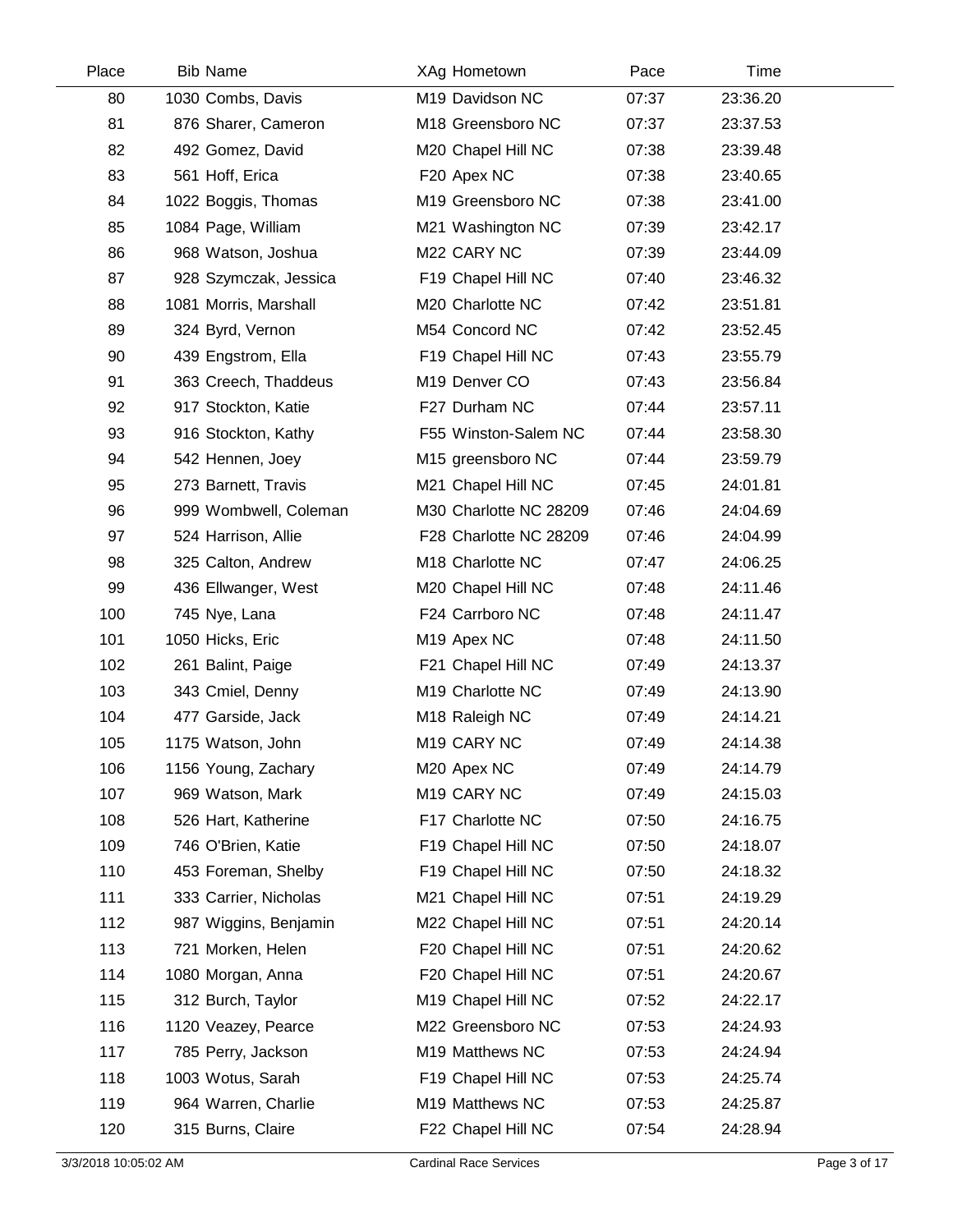| Place | Bib | Name | XAg | Hometown | Pace | Time |
|---|---|---|---|---|---|---|
| 80 | 1030 | Combs, Davis | M19 | Davidson NC | 07:37 | 23:36.20 |
| 81 | 876 | Sharer, Cameron | M18 | Greensboro NC | 07:37 | 23:37.53 |
| 82 | 492 | Gomez, David | M20 | Chapel Hill NC | 07:38 | 23:39.48 |
| 83 | 561 | Hoff, Erica | F20 | Apex NC | 07:38 | 23:40.65 |
| 84 | 1022 | Boggis, Thomas | M19 | Greensboro NC | 07:38 | 23:41.00 |
| 85 | 1084 | Page, William | M21 | Washington NC | 07:39 | 23:42.17 |
| 86 | 968 | Watson, Joshua | M22 | CARY NC | 07:39 | 23:44.09 |
| 87 | 928 | Szymczak, Jessica | F19 | Chapel Hill NC | 07:40 | 23:46.32 |
| 88 | 1081 | Morris, Marshall | M20 | Charlotte NC | 07:42 | 23:51.81 |
| 89 | 324 | Byrd, Vernon | M54 | Concord NC | 07:42 | 23:52.45 |
| 90 | 439 | Engstrom, Ella | F19 | Chapel Hill NC | 07:43 | 23:55.79 |
| 91 | 363 | Creech, Thaddeus | M19 | Denver CO | 07:43 | 23:56.84 |
| 92 | 917 | Stockton, Katie | F27 | Durham NC | 07:44 | 23:57.11 |
| 93 | 916 | Stockton, Kathy | F55 | Winston-Salem NC | 07:44 | 23:58.30 |
| 94 | 542 | Hennen, Joey | M15 | greensboro NC | 07:44 | 23:59.79 |
| 95 | 273 | Barnett, Travis | M21 | Chapel Hill NC | 07:45 | 24:01.81 |
| 96 | 999 | Wombwell, Coleman | M30 | Charlotte NC 28209 | 07:46 | 24:04.69 |
| 97 | 524 | Harrison, Allie | F28 | Charlotte NC 28209 | 07:46 | 24:04.99 |
| 98 | 325 | Calton, Andrew | M18 | Charlotte NC | 07:47 | 24:06.25 |
| 99 | 436 | Ellwanger, West | M20 | Chapel Hill NC | 07:48 | 24:11.46 |
| 100 | 745 | Nye, Lana | F24 | Carrboro NC | 07:48 | 24:11.47 |
| 101 | 1050 | Hicks, Eric | M19 | Apex NC | 07:48 | 24:11.50 |
| 102 | 261 | Balint, Paige | F21 | Chapel Hill NC | 07:49 | 24:13.37 |
| 103 | 343 | Cmiel, Denny | M19 | Charlotte NC | 07:49 | 24:13.90 |
| 104 | 477 | Garside, Jack | M18 | Raleigh NC | 07:49 | 24:14.21 |
| 105 | 1175 | Watson, John | M19 | CARY NC | 07:49 | 24:14.38 |
| 106 | 1156 | Young, Zachary | M20 | Apex NC | 07:49 | 24:14.79 |
| 107 | 969 | Watson, Mark | M19 | CARY NC | 07:49 | 24:15.03 |
| 108 | 526 | Hart, Katherine | F17 | Charlotte NC | 07:50 | 24:16.75 |
| 109 | 746 | O'Brien, Katie | F19 | Chapel Hill NC | 07:50 | 24:18.07 |
| 110 | 453 | Foreman, Shelby | F19 | Chapel Hill NC | 07:50 | 24:18.32 |
| 111 | 333 | Carrier, Nicholas | M21 | Chapel Hill NC | 07:51 | 24:19.29 |
| 112 | 987 | Wiggins, Benjamin | M22 | Chapel Hill NC | 07:51 | 24:20.14 |
| 113 | 721 | Morken, Helen | F20 | Chapel Hill NC | 07:51 | 24:20.62 |
| 114 | 1080 | Morgan, Anna | F20 | Chapel Hill NC | 07:51 | 24:20.67 |
| 115 | 312 | Burch, Taylor | M19 | Chapel Hill NC | 07:52 | 24:22.17 |
| 116 | 1120 | Veazey, Pearce | M22 | Greensboro NC | 07:53 | 24:24.93 |
| 117 | 785 | Perry, Jackson | M19 | Matthews NC | 07:53 | 24:24.94 |
| 118 | 1003 | Wotus, Sarah | F19 | Chapel Hill NC | 07:53 | 24:25.74 |
| 119 | 964 | Warren, Charlie | M19 | Matthews NC | 07:53 | 24:25.87 |
| 120 | 315 | Burns, Claire | F22 | Chapel Hill NC | 07:54 | 24:28.94 |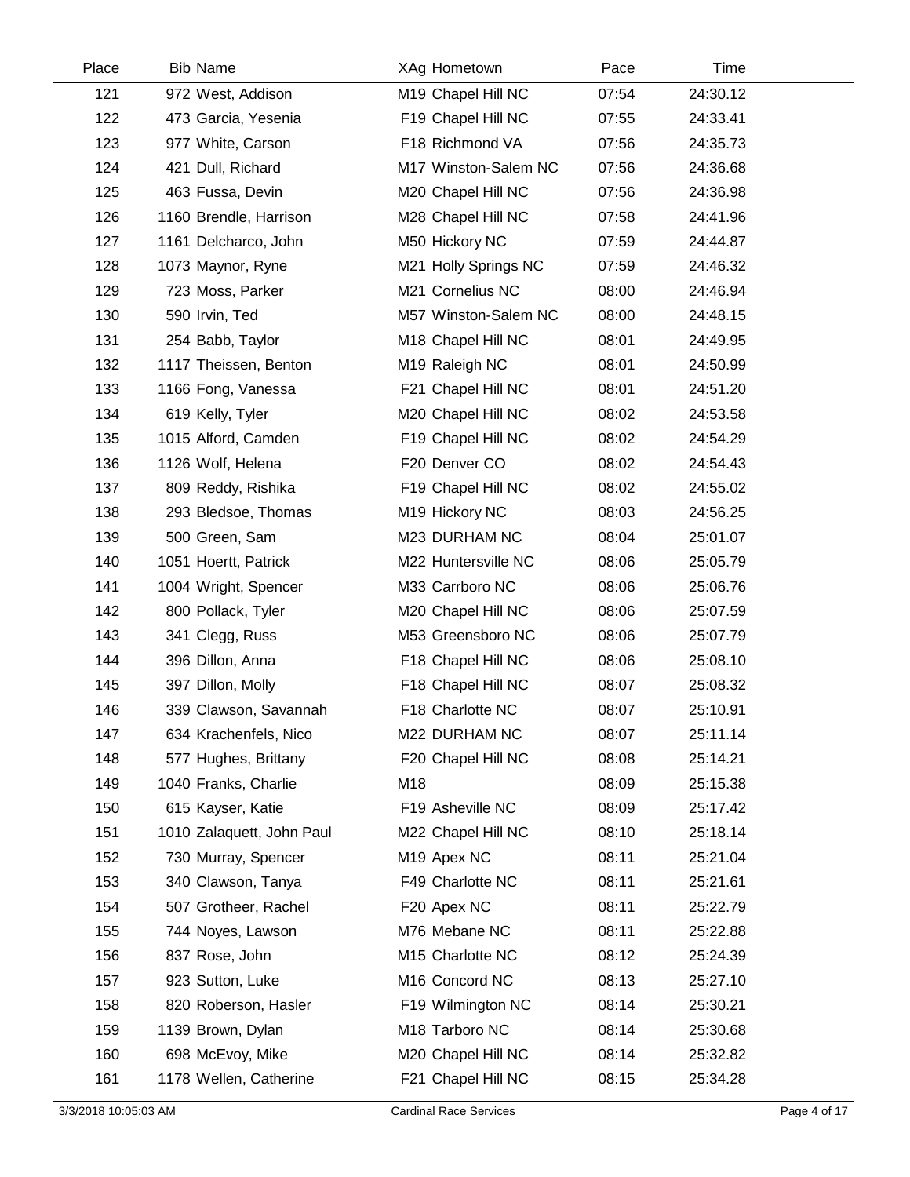| Place | Bib | Name | XAg | Hometown | Pace | Time |
|---|---|---|---|---|---|---|
| 121 | 972 | West, Addison | M19 | Chapel Hill NC | 07:54 | 24:30.12 |
| 122 | 473 | Garcia, Yesenia | F19 | Chapel Hill NC | 07:55 | 24:33.41 |
| 123 | 977 | White, Carson | F18 | Richmond VA | 07:56 | 24:35.73 |
| 124 | 421 | Dull, Richard | M17 | Winston-Salem NC | 07:56 | 24:36.68 |
| 125 | 463 | Fussa, Devin | M20 | Chapel Hill NC | 07:56 | 24:36.98 |
| 126 | 1160 | Brendle, Harrison | M28 | Chapel Hill NC | 07:58 | 24:41.96 |
| 127 | 1161 | Delcharco, John | M50 | Hickory NC | 07:59 | 24:44.87 |
| 128 | 1073 | Maynor, Ryne | M21 | Holly Springs NC | 07:59 | 24:46.32 |
| 129 | 723 | Moss, Parker | M21 | Cornelius NC | 08:00 | 24:46.94 |
| 130 | 590 | Irvin, Ted | M57 | Winston-Salem NC | 08:00 | 24:48.15 |
| 131 | 254 | Babb, Taylor | M18 | Chapel Hill NC | 08:01 | 24:49.95 |
| 132 | 1117 | Theissen, Benton | M19 | Raleigh NC | 08:01 | 24:50.99 |
| 133 | 1166 | Fong, Vanessa | F21 | Chapel Hill NC | 08:01 | 24:51.20 |
| 134 | 619 | Kelly, Tyler | M20 | Chapel Hill NC | 08:02 | 24:53.58 |
| 135 | 1015 | Alford, Camden | F19 | Chapel Hill NC | 08:02 | 24:54.29 |
| 136 | 1126 | Wolf, Helena | F20 | Denver CO | 08:02 | 24:54.43 |
| 137 | 809 | Reddy, Rishika | F19 | Chapel Hill NC | 08:02 | 24:55.02 |
| 138 | 293 | Bledsoe, Thomas | M19 | Hickory NC | 08:03 | 24:56.25 |
| 139 | 500 | Green, Sam | M23 | DURHAM NC | 08:04 | 25:01.07 |
| 140 | 1051 | Hoertt, Patrick | M22 | Huntersville NC | 08:06 | 25:05.79 |
| 141 | 1004 | Wright, Spencer | M33 | Carrboro NC | 08:06 | 25:06.76 |
| 142 | 800 | Pollack, Tyler | M20 | Chapel Hill NC | 08:06 | 25:07.59 |
| 143 | 341 | Clegg, Russ | M53 | Greensboro NC | 08:06 | 25:07.79 |
| 144 | 396 | Dillon, Anna | F18 | Chapel Hill NC | 08:06 | 25:08.10 |
| 145 | 397 | Dillon, Molly | F18 | Chapel Hill NC | 08:07 | 25:08.32 |
| 146 | 339 | Clawson, Savannah | F18 | Charlotte NC | 08:07 | 25:10.91 |
| 147 | 634 | Krachenfels, Nico | M22 | DURHAM NC | 08:07 | 25:11.14 |
| 148 | 577 | Hughes, Brittany | F20 | Chapel Hill NC | 08:08 | 25:14.21 |
| 149 | 1040 | Franks, Charlie | M18 | | 08:09 | 25:15.38 |
| 150 | 615 | Kayser, Katie | F19 | Asheville NC | 08:09 | 25:17.42 |
| 151 | 1010 | Zalaquett, John Paul | M22 | Chapel Hill NC | 08:10 | 25:18.14 |
| 152 | 730 | Murray, Spencer | M19 | Apex NC | 08:11 | 25:21.04 |
| 153 | 340 | Clawson, Tanya | F49 | Charlotte NC | 08:11 | 25:21.61 |
| 154 | 507 | Grotheer, Rachel | F20 | Apex NC | 08:11 | 25:22.79 |
| 155 | 744 | Noyes, Lawson | M76 | Mebane NC | 08:11 | 25:22.88 |
| 156 | 837 | Rose, John | M15 | Charlotte NC | 08:12 | 25:24.39 |
| 157 | 923 | Sutton, Luke | M16 | Concord NC | 08:13 | 25:27.10 |
| 158 | 820 | Roberson, Hasler | F19 | Wilmington NC | 08:14 | 25:30.21 |
| 159 | 1139 | Brown, Dylan | M18 | Tarboro NC | 08:14 | 25:30.68 |
| 160 | 698 | McEvoy, Mike | M20 | Chapel Hill NC | 08:14 | 25:32.82 |
| 161 | 1178 | Wellen, Catherine | F21 | Chapel Hill NC | 08:15 | 25:34.28 |

3/3/2018 10:05:03 AM Cardinal Race Services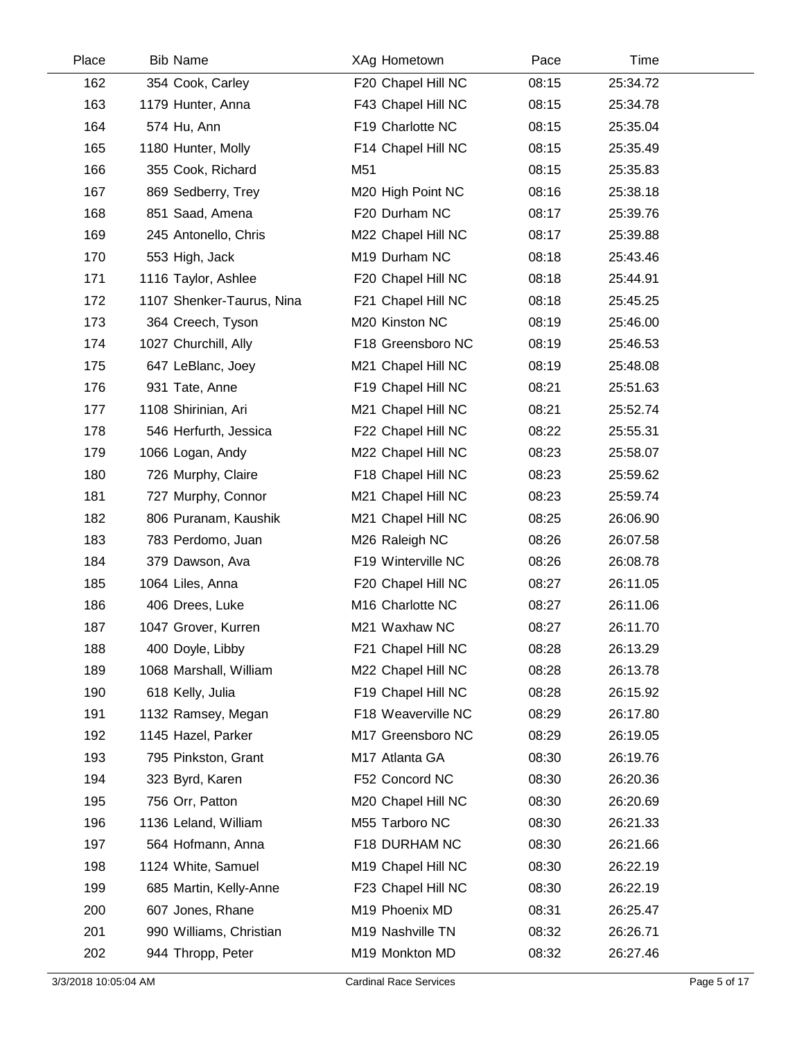| Place | Bib | Name | XAg | Hometown | Pace | Time |
|---|---|---|---|---|---|---|
| 162 | 354 | Cook, Carley | F20 | Chapel Hill NC | 08:15 | 25:34.72 |
| 163 | 1179 | Hunter, Anna | F43 | Chapel Hill NC | 08:15 | 25:34.78 |
| 164 | 574 | Hu, Ann | F19 | Charlotte NC | 08:15 | 25:35.04 |
| 165 | 1180 | Hunter, Molly | F14 | Chapel Hill NC | 08:15 | 25:35.49 |
| 166 | 355 | Cook, Richard | M51 | | 08:15 | 25:35.83 |
| 167 | 869 | Sedberry, Trey | M20 | High Point NC | 08:16 | 25:38.18 |
| 168 | 851 | Saad, Amena | F20 | Durham NC | 08:17 | 25:39.76 |
| 169 | 245 | Antonello, Chris | M22 | Chapel Hill NC | 08:17 | 25:39.88 |
| 170 | 553 | High, Jack | M19 | Durham NC | 08:18 | 25:43.46 |
| 171 | 1116 | Taylor, Ashlee | F20 | Chapel Hill NC | 08:18 | 25:44.91 |
| 172 | 1107 | Shenker-Taurus, Nina | F21 | Chapel Hill NC | 08:18 | 25:45.25 |
| 173 | 364 | Creech, Tyson | M20 | Kinston NC | 08:19 | 25:46.00 |
| 174 | 1027 | Churchill, Ally | F18 | Greensboro NC | 08:19 | 25:46.53 |
| 175 | 647 | LeBlanc, Joey | M21 | Chapel Hill NC | 08:19 | 25:48.08 |
| 176 | 931 | Tate, Anne | F19 | Chapel Hill NC | 08:21 | 25:51.63 |
| 177 | 1108 | Shirinian, Ari | M21 | Chapel Hill NC | 08:21 | 25:52.74 |
| 178 | 546 | Herfurth, Jessica | F22 | Chapel Hill NC | 08:22 | 25:55.31 |
| 179 | 1066 | Logan, Andy | M22 | Chapel Hill NC | 08:23 | 25:58.07 |
| 180 | 726 | Murphy, Claire | F18 | Chapel Hill NC | 08:23 | 25:59.62 |
| 181 | 727 | Murphy, Connor | M21 | Chapel Hill NC | 08:23 | 25:59.74 |
| 182 | 806 | Puranam, Kaushik | M21 | Chapel Hill NC | 08:25 | 26:06.90 |
| 183 | 783 | Perdomo, Juan | M26 | Raleigh NC | 08:26 | 26:07.58 |
| 184 | 379 | Dawson, Ava | F19 | Winterville NC | 08:26 | 26:08.78 |
| 185 | 1064 | Liles, Anna | F20 | Chapel Hill NC | 08:27 | 26:11.05 |
| 186 | 406 | Drees, Luke | M16 | Charlotte NC | 08:27 | 26:11.06 |
| 187 | 1047 | Grover, Kurren | M21 | Waxhaw NC | 08:27 | 26:11.70 |
| 188 | 400 | Doyle, Libby | F21 | Chapel Hill NC | 08:28 | 26:13.29 |
| 189 | 1068 | Marshall, William | M22 | Chapel Hill NC | 08:28 | 26:13.78 |
| 190 | 618 | Kelly, Julia | F19 | Chapel Hill NC | 08:28 | 26:15.92 |
| 191 | 1132 | Ramsey, Megan | F18 | Weaverville NC | 08:29 | 26:17.80 |
| 192 | 1145 | Hazel, Parker | M17 | Greensboro NC | 08:29 | 26:19.05 |
| 193 | 795 | Pinkston, Grant | M17 | Atlanta GA | 08:30 | 26:19.76 |
| 194 | 323 | Byrd, Karen | F52 | Concord NC | 08:30 | 26:20.36 |
| 195 | 756 | Orr, Patton | M20 | Chapel Hill NC | 08:30 | 26:20.69 |
| 196 | 1136 | Leland, William | M55 | Tarboro NC | 08:30 | 26:21.33 |
| 197 | 564 | Hofmann, Anna | F18 | DURHAM NC | 08:30 | 26:21.66 |
| 198 | 1124 | White, Samuel | M19 | Chapel Hill NC | 08:30 | 26:22.19 |
| 199 | 685 | Martin, Kelly-Anne | F23 | Chapel Hill NC | 08:30 | 26:22.19 |
| 200 | 607 | Jones, Rhane | M19 | Phoenix MD | 08:31 | 26:25.47 |
| 201 | 990 | Williams, Christian | M19 | Nashville TN | 08:32 | 26:26.71 |
| 202 | 944 | Thropp, Peter | M19 | Monkton MD | 08:32 | 26:27.46 |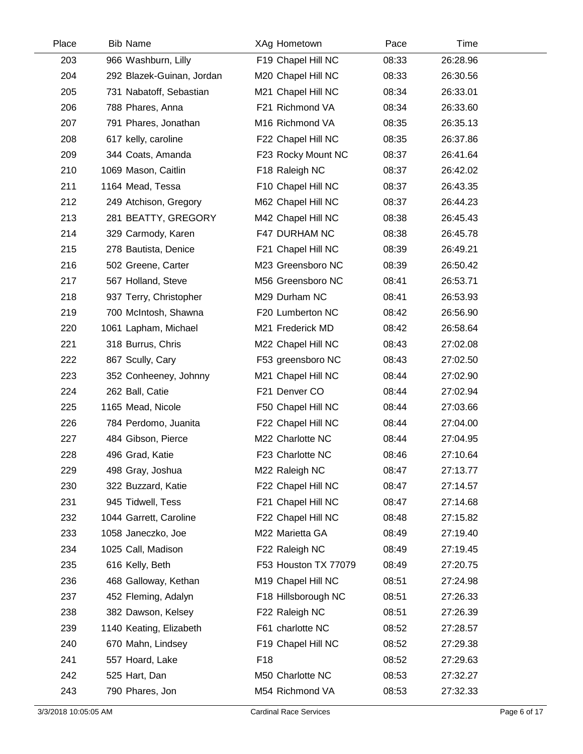| Place | Bib | Name | XAg | Hometown | Pace | Time |
|---|---|---|---|---|---|---|
| 203 | 966 | Washburn, Lilly | F19 | Chapel Hill NC | 08:33 | 26:28.96 |
| 204 | 292 | Blazek-Guinan, Jordan | M20 | Chapel Hill NC | 08:33 | 26:30.56 |
| 205 | 731 | Nabatoff, Sebastian | M21 | Chapel Hill NC | 08:34 | 26:33.01 |
| 206 | 788 | Phares, Anna | F21 | Richmond VA | 08:34 | 26:33.60 |
| 207 | 791 | Phares, Jonathan | M16 | Richmond VA | 08:35 | 26:35.13 |
| 208 | 617 | kelly, caroline | F22 | Chapel Hill NC | 08:35 | 26:37.86 |
| 209 | 344 | Coats, Amanda | F23 | Rocky Mount NC | 08:37 | 26:41.64 |
| 210 | 1069 | Mason, Caitlin | F18 | Raleigh NC | 08:37 | 26:42.02 |
| 211 | 1164 | Mead, Tessa | F10 | Chapel Hill NC | 08:37 | 26:43.35 |
| 212 | 249 | Atchison, Gregory | M62 | Chapel Hill NC | 08:37 | 26:44.23 |
| 213 | 281 | BEATTY, GREGORY | M42 | Chapel Hill NC | 08:38 | 26:45.43 |
| 214 | 329 | Carmody, Karen | F47 | DURHAM NC | 08:38 | 26:45.78 |
| 215 | 278 | Bautista, Denice | F21 | Chapel Hill NC | 08:39 | 26:49.21 |
| 216 | 502 | Greene, Carter | M23 | Greensboro NC | 08:39 | 26:50.42 |
| 217 | 567 | Holland, Steve | M56 | Greensboro NC | 08:41 | 26:53.71 |
| 218 | 937 | Terry, Christopher | M29 | Durham NC | 08:41 | 26:53.93 |
| 219 | 700 | McIntosh, Shawna | F20 | Lumberton NC | 08:42 | 26:56.90 |
| 220 | 1061 | Lapham, Michael | M21 | Frederick MD | 08:42 | 26:58.64 |
| 221 | 318 | Burrus, Chris | M22 | Chapel Hill NC | 08:43 | 27:02.08 |
| 222 | 867 | Scully, Cary | F53 | greensboro NC | 08:43 | 27:02.50 |
| 223 | 352 | Conheeney, Johnny | M21 | Chapel Hill NC | 08:44 | 27:02.90 |
| 224 | 262 | Ball, Catie | F21 | Denver CO | 08:44 | 27:02.94 |
| 225 | 1165 | Mead, Nicole | F50 | Chapel Hill NC | 08:44 | 27:03.66 |
| 226 | 784 | Perdomo, Juanita | F22 | Chapel Hill NC | 08:44 | 27:04.00 |
| 227 | 484 | Gibson, Pierce | M22 | Charlotte NC | 08:44 | 27:04.95 |
| 228 | 496 | Grad, Katie | F23 | Charlotte NC | 08:46 | 27:10.64 |
| 229 | 498 | Gray, Joshua | M22 | Raleigh NC | 08:47 | 27:13.77 |
| 230 | 322 | Buzzard, Katie | F22 | Chapel Hill NC | 08:47 | 27:14.57 |
| 231 | 945 | Tidwell, Tess | F21 | Chapel Hill NC | 08:47 | 27:14.68 |
| 232 | 1044 | Garrett, Caroline | F22 | Chapel Hill NC | 08:48 | 27:15.82 |
| 233 | 1058 | Janeczko, Joe | M22 | Marietta GA | 08:49 | 27:19.40 |
| 234 | 1025 | Call, Madison | F22 | Raleigh NC | 08:49 | 27:19.45 |
| 235 | 616 | Kelly, Beth | F53 | Houston TX 77079 | 08:49 | 27:20.75 |
| 236 | 468 | Galloway, Kethan | M19 | Chapel Hill NC | 08:51 | 27:24.98 |
| 237 | 452 | Fleming, Adalyn | F18 | Hillsborough NC | 08:51 | 27:26.33 |
| 238 | 382 | Dawson, Kelsey | F22 | Raleigh NC | 08:51 | 27:26.39 |
| 239 | 1140 | Keating, Elizabeth | F61 | charlotte NC | 08:52 | 27:28.57 |
| 240 | 670 | Mahn, Lindsey | F19 | Chapel Hill NC | 08:52 | 27:29.38 |
| 241 | 557 | Hoard, Lake | F18 | | 08:52 | 27:29.63 |
| 242 | 525 | Hart, Dan | M50 | Charlotte NC | 08:53 | 27:32.27 |
| 243 | 790 | Phares, Jon | M54 | Richmond VA | 08:53 | 27:32.33 |

3/3/2018 10:05:05 AM Cardinal Race Services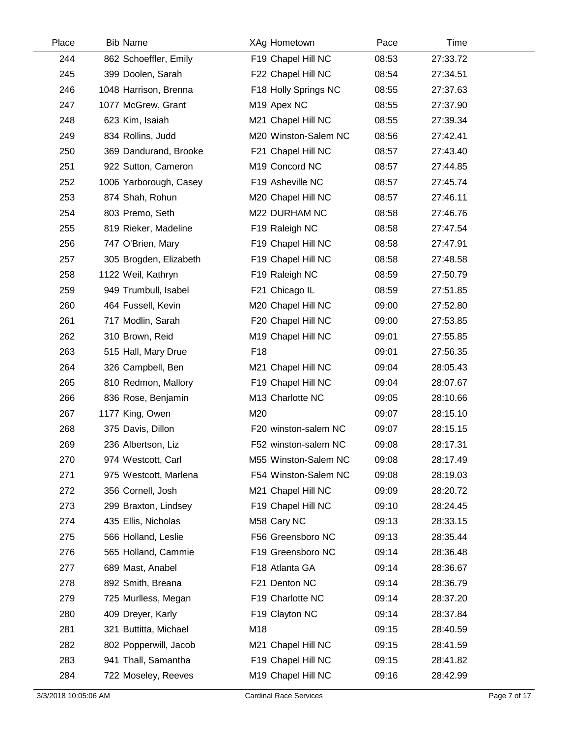| Place | Bib | Name | XAg | Hometown | Pace | Time |
|---|---|---|---|---|---|---|
| 244 | 862 | Schoeffler, Emily | F19 | Chapel Hill NC | 08:53 | 27:33.72 |
| 245 | 399 | Doolen, Sarah | F22 | Chapel Hill NC | 08:54 | 27:34.51 |
| 246 | 1048 | Harrison, Brenna | F18 | Holly Springs NC | 08:55 | 27:37.63 |
| 247 | 1077 | McGrew, Grant | M19 | Apex NC | 08:55 | 27:37.90 |
| 248 | 623 | Kim, Isaiah | M21 | Chapel Hill NC | 08:55 | 27:39.34 |
| 249 | 834 | Rollins, Judd | M20 | Winston-Salem NC | 08:56 | 27:42.41 |
| 250 | 369 | Dandurand, Brooke | F21 | Chapel Hill NC | 08:57 | 27:43.40 |
| 251 | 922 | Sutton, Cameron | M19 | Concord NC | 08:57 | 27:44.85 |
| 252 | 1006 | Yarborough, Casey | F19 | Asheville NC | 08:57 | 27:45.74 |
| 253 | 874 | Shah, Rohun | M20 | Chapel Hill NC | 08:57 | 27:46.11 |
| 254 | 803 | Premo, Seth | M22 | DURHAM NC | 08:58 | 27:46.76 |
| 255 | 819 | Rieker, Madeline | F19 | Raleigh NC | 08:58 | 27:47.54 |
| 256 | 747 | O'Brien, Mary | F19 | Chapel Hill NC | 08:58 | 27:47.91 |
| 257 | 305 | Brogden, Elizabeth | F19 | Chapel Hill NC | 08:58 | 27:48.58 |
| 258 | 1122 | Weil, Kathryn | F19 | Raleigh NC | 08:59 | 27:50.79 |
| 259 | 949 | Trumbull, Isabel | F21 | Chicago IL | 08:59 | 27:51.85 |
| 260 | 464 | Fussell, Kevin | M20 | Chapel Hill NC | 09:00 | 27:52.80 |
| 261 | 717 | Modlin, Sarah | F20 | Chapel Hill NC | 09:00 | 27:53.85 |
| 262 | 310 | Brown, Reid | M19 | Chapel Hill NC | 09:01 | 27:55.85 |
| 263 | 515 | Hall, Mary Drue | F18 | | 09:01 | 27:56.35 |
| 264 | 326 | Campbell, Ben | M21 | Chapel Hill NC | 09:04 | 28:05.43 |
| 265 | 810 | Redmon, Mallory | F19 | Chapel Hill NC | 09:04 | 28:07.67 |
| 266 | 836 | Rose, Benjamin | M13 | Charlotte NC | 09:05 | 28:10.66 |
| 267 | 1177 | King, Owen | M20 | | 09:07 | 28:15.10 |
| 268 | 375 | Davis, Dillon | F20 | winston-salem NC | 09:07 | 28:15.15 |
| 269 | 236 | Albertson, Liz | F52 | winston-salem NC | 09:08 | 28:17.31 |
| 270 | 974 | Westcott, Carl | M55 | Winston-Salem NC | 09:08 | 28:17.49 |
| 271 | 975 | Westcott, Marlena | F54 | Winston-Salem NC | 09:08 | 28:19.03 |
| 272 | 356 | Cornell, Josh | M21 | Chapel Hill NC | 09:09 | 28:20.72 |
| 273 | 299 | Braxton, Lindsey | F19 | Chapel Hill NC | 09:10 | 28:24.45 |
| 274 | 435 | Ellis, Nicholas | M58 | Cary NC | 09:13 | 28:33.15 |
| 275 | 566 | Holland, Leslie | F56 | Greensboro NC | 09:13 | 28:35.44 |
| 276 | 565 | Holland, Cammie | F19 | Greensboro NC | 09:14 | 28:36.48 |
| 277 | 689 | Mast, Anabel | F18 | Atlanta GA | 09:14 | 28:36.67 |
| 278 | 892 | Smith, Breana | F21 | Denton NC | 09:14 | 28:36.79 |
| 279 | 725 | Murlless, Megan | F19 | Charlotte NC | 09:14 | 28:37.20 |
| 280 | 409 | Dreyer, Karly | F19 | Clayton NC | 09:14 | 28:37.84 |
| 281 | 321 | Buttitta, Michael | M18 | | 09:15 | 28:40.59 |
| 282 | 802 | Popperwill, Jacob | M21 | Chapel Hill NC | 09:15 | 28:41.59 |
| 283 | 941 | Thall, Samantha | F19 | Chapel Hill NC | 09:15 | 28:41.82 |
| 284 | 722 | Moseley, Reeves | M19 | Chapel Hill NC | 09:16 | 28:42.99 |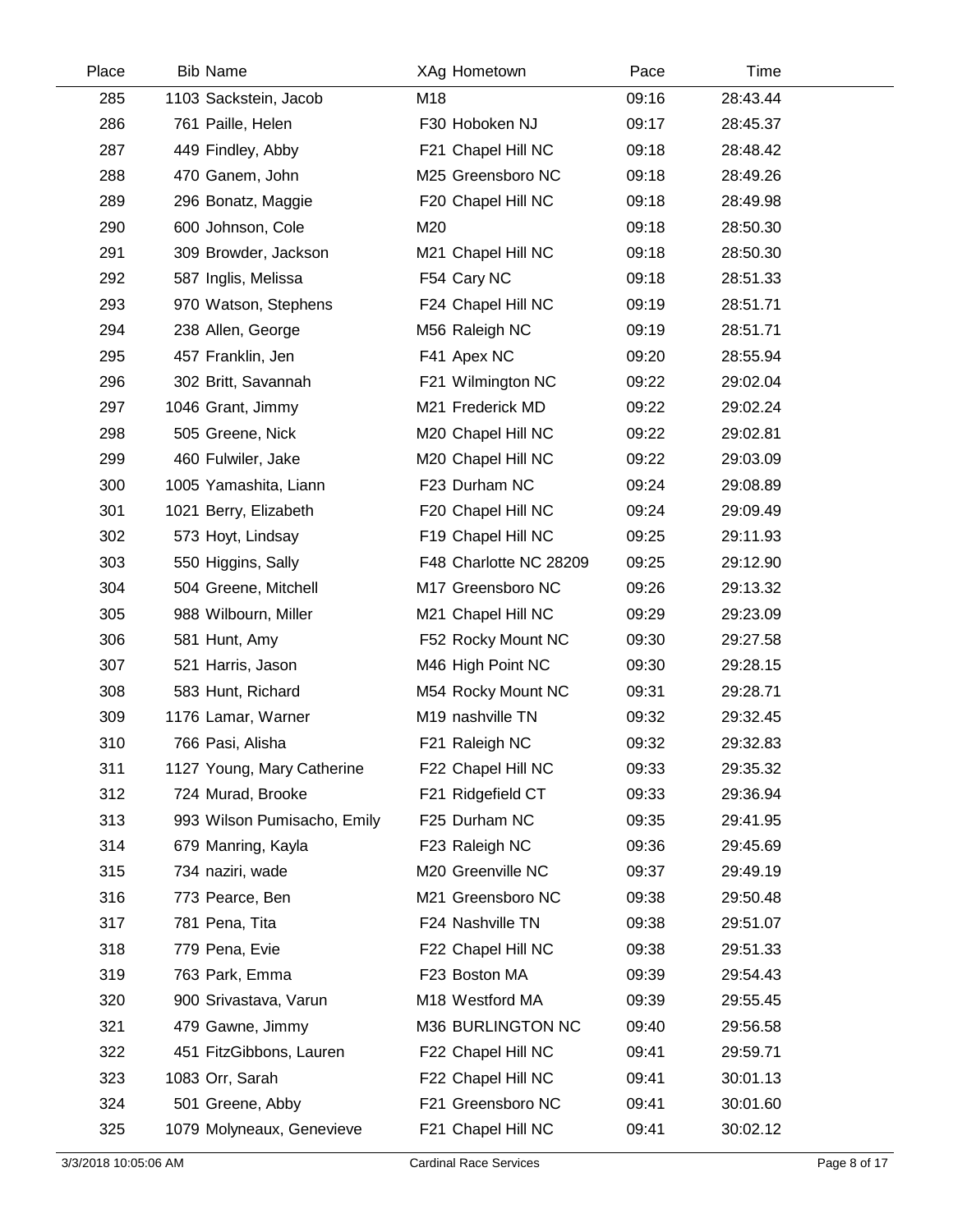| Place | Bib | Name | XAg | Hometown | Pace | Time |
| --- | --- | --- | --- | --- | --- | --- |
| 285 | 1103 | Sackstein, Jacob | M18 | | 09:16 | 28:43.44 |
| 286 | 761 | Paille, Helen | F30 | Hoboken NJ | 09:17 | 28:45.37 |
| 287 | 449 | Findley, Abby | F21 | Chapel Hill NC | 09:18 | 28:48.42 |
| 288 | 470 | Ganem, John | M25 | Greensboro NC | 09:18 | 28:49.26 |
| 289 | 296 | Bonatz, Maggie | F20 | Chapel Hill NC | 09:18 | 28:49.98 |
| 290 | 600 | Johnson, Cole | M20 | | 09:18 | 28:50.30 |
| 291 | 309 | Browder, Jackson | M21 | Chapel Hill NC | 09:18 | 28:50.30 |
| 292 | 587 | Inglis, Melissa | F54 | Cary NC | 09:18 | 28:51.33 |
| 293 | 970 | Watson, Stephens | F24 | Chapel Hill NC | 09:19 | 28:51.71 |
| 294 | 238 | Allen, George | M56 | Raleigh NC | 09:19 | 28:51.71 |
| 295 | 457 | Franklin, Jen | F41 | Apex NC | 09:20 | 28:55.94 |
| 296 | 302 | Britt, Savannah | F21 | Wilmington NC | 09:22 | 29:02.04 |
| 297 | 1046 | Grant, Jimmy | M21 | Frederick MD | 09:22 | 29:02.24 |
| 298 | 505 | Greene, Nick | M20 | Chapel Hill NC | 09:22 | 29:02.81 |
| 299 | 460 | Fulwiler, Jake | M20 | Chapel Hill NC | 09:22 | 29:03.09 |
| 300 | 1005 | Yamashita, Liann | F23 | Durham NC | 09:24 | 29:08.89 |
| 301 | 1021 | Berry, Elizabeth | F20 | Chapel Hill NC | 09:24 | 29:09.49 |
| 302 | 573 | Hoyt, Lindsay | F19 | Chapel Hill NC | 09:25 | 29:11.93 |
| 303 | 550 | Higgins, Sally | F48 | Charlotte NC 28209 | 09:25 | 29:12.90 |
| 304 | 504 | Greene, Mitchell | M17 | Greensboro NC | 09:26 | 29:13.32 |
| 305 | 988 | Wilbourn, Miller | M21 | Chapel Hill NC | 09:29 | 29:23.09 |
| 306 | 581 | Hunt, Amy | F52 | Rocky Mount NC | 09:30 | 29:27.58 |
| 307 | 521 | Harris, Jason | M46 | High Point NC | 09:30 | 29:28.15 |
| 308 | 583 | Hunt, Richard | M54 | Rocky Mount NC | 09:31 | 29:28.71 |
| 309 | 1176 | Lamar, Warner | M19 | nashville TN | 09:32 | 29:32.45 |
| 310 | 766 | Pasi, Alisha | F21 | Raleigh NC | 09:32 | 29:32.83 |
| 311 | 1127 | Young, Mary Catherine | F22 | Chapel Hill NC | 09:33 | 29:35.32 |
| 312 | 724 | Murad, Brooke | F21 | Ridgefield CT | 09:33 | 29:36.94 |
| 313 | 993 | Wilson Pumisacho, Emily | F25 | Durham NC | 09:35 | 29:41.95 |
| 314 | 679 | Manring, Kayla | F23 | Raleigh NC | 09:36 | 29:45.69 |
| 315 | 734 | naziri, wade | M20 | Greenville NC | 09:37 | 29:49.19 |
| 316 | 773 | Pearce, Ben | M21 | Greensboro NC | 09:38 | 29:50.48 |
| 317 | 781 | Pena, Tita | F24 | Nashville TN | 09:38 | 29:51.07 |
| 318 | 779 | Pena, Evie | F22 | Chapel Hill NC | 09:38 | 29:51.33 |
| 319 | 763 | Park, Emma | F23 | Boston MA | 09:39 | 29:54.43 |
| 320 | 900 | Srivastava, Varun | M18 | Westford MA | 09:39 | 29:55.45 |
| 321 | 479 | Gawne, Jimmy | M36 | BURLINGTON NC | 09:40 | 29:56.58 |
| 322 | 451 | FitzGibbons, Lauren | F22 | Chapel Hill NC | 09:41 | 29:59.71 |
| 323 | 1083 | Orr, Sarah | F22 | Chapel Hill NC | 09:41 | 30:01.13 |
| 324 | 501 | Greene, Abby | F21 | Greensboro NC | 09:41 | 30:01.60 |
| 325 | 1079 | Molyneaux, Genevieve | F21 | Chapel Hill NC | 09:41 | 30:02.12 |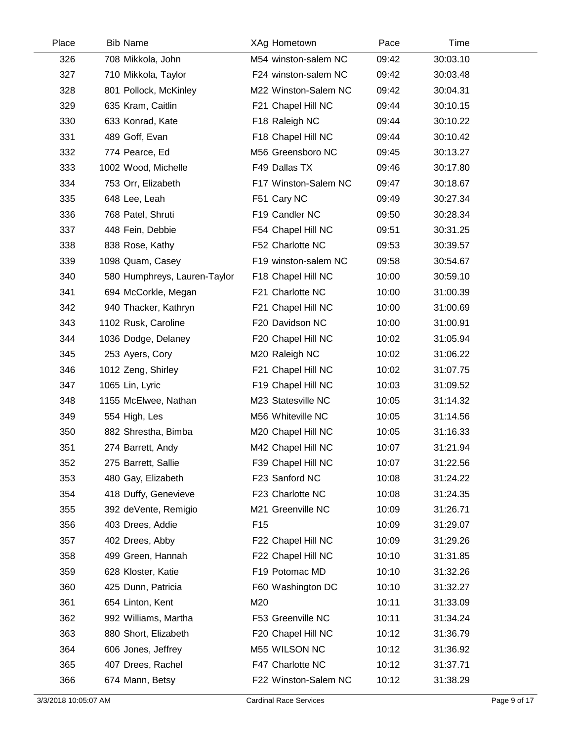| Place | Bib | Name | XAg | Hometown | Pace | Time |
|---|---|---|---|---|---|---|
| 326 | 708 | Mikkola, John | M54 | winston-salem NC | 09:42 | 30:03.10 |
| 327 | 710 | Mikkola, Taylor | F24 | winston-salem NC | 09:42 | 30:03.48 |
| 328 | 801 | Pollock, McKinley | M22 | Winston-Salem NC | 09:42 | 30:04.31 |
| 329 | 635 | Kram, Caitlin | F21 | Chapel Hill NC | 09:44 | 30:10.15 |
| 330 | 633 | Konrad, Kate | F18 | Raleigh NC | 09:44 | 30:10.22 |
| 331 | 489 | Goff, Evan | F18 | Chapel Hill NC | 09:44 | 30:10.42 |
| 332 | 774 | Pearce, Ed | M56 | Greensboro NC | 09:45 | 30:13.27 |
| 333 | 1002 | Wood, Michelle | F49 | Dallas TX | 09:46 | 30:17.80 |
| 334 | 753 | Orr, Elizabeth | F17 | Winston-Salem NC | 09:47 | 30:18.67 |
| 335 | 648 | Lee, Leah | F51 | Cary NC | 09:49 | 30:27.34 |
| 336 | 768 | Patel, Shruti | F19 | Candler NC | 09:50 | 30:28.34 |
| 337 | 448 | Fein, Debbie | F54 | Chapel Hill NC | 09:51 | 30:31.25 |
| 338 | 838 | Rose, Kathy | F52 | Charlotte NC | 09:53 | 30:39.57 |
| 339 | 1098 | Quam, Casey | F19 | winston-salem NC | 09:58 | 30:54.67 |
| 340 | 580 | Humphreys, Lauren-Taylor | F18 | Chapel Hill NC | 10:00 | 30:59.10 |
| 341 | 694 | McCorkle, Megan | F21 | Charlotte NC | 10:00 | 31:00.39 |
| 342 | 940 | Thacker, Kathryn | F21 | Chapel Hill NC | 10:00 | 31:00.69 |
| 343 | 1102 | Rusk, Caroline | F20 | Davidson NC | 10:00 | 31:00.91 |
| 344 | 1036 | Dodge, Delaney | F20 | Chapel Hill NC | 10:02 | 31:05.94 |
| 345 | 253 | Ayers, Cory | M20 | Raleigh NC | 10:02 | 31:06.22 |
| 346 | 1012 | Zeng, Shirley | F21 | Chapel Hill NC | 10:02 | 31:07.75 |
| 347 | 1065 | Lin, Lyric | F19 | Chapel Hill NC | 10:03 | 31:09.52 |
| 348 | 1155 | McElwee, Nathan | M23 | Statesville NC | 10:05 | 31:14.32 |
| 349 | 554 | High, Les | M56 | Whiteville NC | 10:05 | 31:14.56 |
| 350 | 882 | Shrestha, Bimba | M20 | Chapel Hill NC | 10:05 | 31:16.33 |
| 351 | 274 | Barrett, Andy | M42 | Chapel Hill NC | 10:07 | 31:21.94 |
| 352 | 275 | Barrett, Sallie | F39 | Chapel Hill NC | 10:07 | 31:22.56 |
| 353 | 480 | Gay, Elizabeth | F23 | Sanford NC | 10:08 | 31:24.22 |
| 354 | 418 | Duffy, Genevieve | F23 | Charlotte NC | 10:08 | 31:24.35 |
| 355 | 392 | deVente, Remigio | M21 | Greenville NC | 10:09 | 31:26.71 |
| 356 | 403 | Drees, Addie | F15 | | 10:09 | 31:29.07 |
| 357 | 402 | Drees, Abby | F22 | Chapel Hill NC | 10:09 | 31:29.26 |
| 358 | 499 | Green, Hannah | F22 | Chapel Hill NC | 10:10 | 31:31.85 |
| 359 | 628 | Kloster, Katie | F19 | Potomac MD | 10:10 | 31:32.26 |
| 360 | 425 | Dunn, Patricia | F60 | Washington DC | 10:10 | 31:32.27 |
| 361 | 654 | Linton, Kent | M20 | | 10:11 | 31:33.09 |
| 362 | 992 | Williams, Martha | F53 | Greenville NC | 10:11 | 31:34.24 |
| 363 | 880 | Short, Elizabeth | F20 | Chapel Hill NC | 10:12 | 31:36.79 |
| 364 | 606 | Jones, Jeffrey | M55 | WILSON NC | 10:12 | 31:36.92 |
| 365 | 407 | Drees, Rachel | F47 | Charlotte NC | 10:12 | 31:37.71 |
| 366 | 674 | Mann, Betsy | F22 | Winston-Salem NC | 10:12 | 31:38.29 |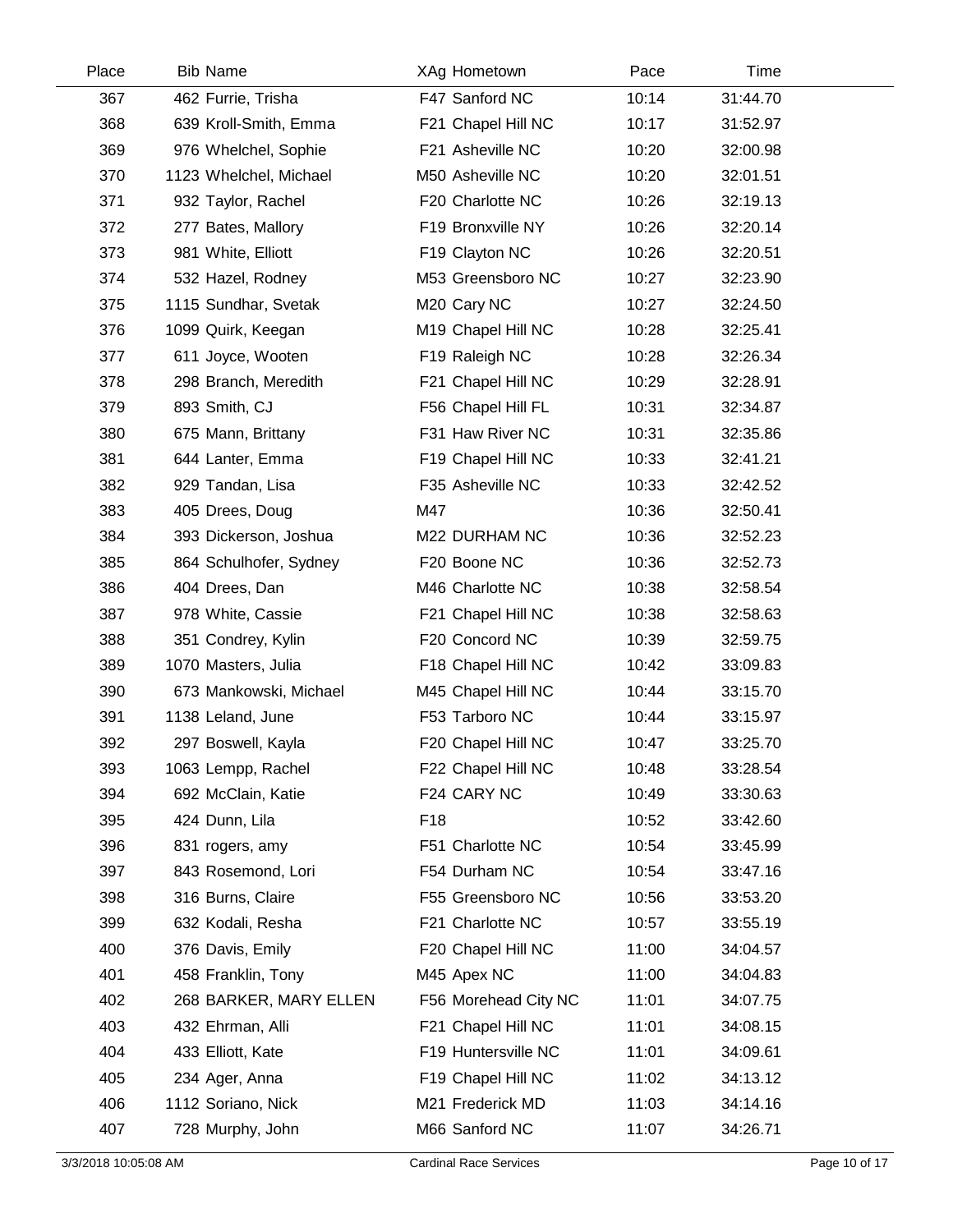| Place | Bib | Name | XAg | Hometown | Pace | Time |
|---|---|---|---|---|---|---|
| 367 | 462 | Furrie, Trisha | F47 | Sanford NC | 10:14 | 31:44.70 |
| 368 | 639 | Kroll-Smith, Emma | F21 | Chapel Hill NC | 10:17 | 31:52.97 |
| 369 | 976 | Whelchel, Sophie | F21 | Asheville NC | 10:20 | 32:00.98 |
| 370 | 1123 | Whelchel, Michael | M50 | Asheville NC | 10:20 | 32:01.51 |
| 371 | 932 | Taylor, Rachel | F20 | Charlotte NC | 10:26 | 32:19.13 |
| 372 | 277 | Bates, Mallory | F19 | Bronxville NY | 10:26 | 32:20.14 |
| 373 | 981 | White, Elliott | F19 | Clayton NC | 10:26 | 32:20.51 |
| 374 | 532 | Hazel, Rodney | M53 | Greensboro NC | 10:27 | 32:23.90 |
| 375 | 1115 | Sundhar, Svetak | M20 | Cary NC | 10:27 | 32:24.50 |
| 376 | 1099 | Quirk, Keegan | M19 | Chapel Hill NC | 10:28 | 32:25.41 |
| 377 | 611 | Joyce, Wooten | F19 | Raleigh NC | 10:28 | 32:26.34 |
| 378 | 298 | Branch, Meredith | F21 | Chapel Hill NC | 10:29 | 32:28.91 |
| 379 | 893 | Smith, CJ | F56 | Chapel Hill FL | 10:31 | 32:34.87 |
| 380 | 675 | Mann, Brittany | F31 | Haw River NC | 10:31 | 32:35.86 |
| 381 | 644 | Lanter, Emma | F19 | Chapel Hill NC | 10:33 | 32:41.21 |
| 382 | 929 | Tandan, Lisa | F35 | Asheville NC | 10:33 | 32:42.52 |
| 383 | 405 | Drees, Doug | M47 | | 10:36 | 32:50.41 |
| 384 | 393 | Dickerson, Joshua | M22 | DURHAM NC | 10:36 | 32:52.23 |
| 385 | 864 | Schulhofer, Sydney | F20 | Boone NC | 10:36 | 32:52.73 |
| 386 | 404 | Drees, Dan | M46 | Charlotte NC | 10:38 | 32:58.54 |
| 387 | 978 | White, Cassie | F21 | Chapel Hill NC | 10:38 | 32:58.63 |
| 388 | 351 | Condrey, Kylin | F20 | Concord NC | 10:39 | 32:59.75 |
| 389 | 1070 | Masters, Julia | F18 | Chapel Hill NC | 10:42 | 33:09.83 |
| 390 | 673 | Mankowski, Michael | M45 | Chapel Hill NC | 10:44 | 33:15.70 |
| 391 | 1138 | Leland, June | F53 | Tarboro NC | 10:44 | 33:15.97 |
| 392 | 297 | Boswell, Kayla | F20 | Chapel Hill NC | 10:47 | 33:25.70 |
| 393 | 1063 | Lempp, Rachel | F22 | Chapel Hill NC | 10:48 | 33:28.54 |
| 394 | 692 | McClain, Katie | F24 | CARY NC | 10:49 | 33:30.63 |
| 395 | 424 | Dunn, Lila | F18 | | 10:52 | 33:42.60 |
| 396 | 831 | rogers, amy | F51 | Charlotte NC | 10:54 | 33:45.99 |
| 397 | 843 | Rosemond, Lori | F54 | Durham NC | 10:54 | 33:47.16 |
| 398 | 316 | Burns, Claire | F55 | Greensboro NC | 10:56 | 33:53.20 |
| 399 | 632 | Kodali, Resha | F21 | Charlotte NC | 10:57 | 33:55.19 |
| 400 | 376 | Davis, Emily | F20 | Chapel Hill NC | 11:00 | 34:04.57 |
| 401 | 458 | Franklin, Tony | M45 | Apex NC | 11:00 | 34:04.83 |
| 402 | 268 | BARKER, MARY ELLEN | F56 | Morehead City NC | 11:01 | 34:07.75 |
| 403 | 432 | Ehrman, Alli | F21 | Chapel Hill NC | 11:01 | 34:08.15 |
| 404 | 433 | Elliott, Kate | F19 | Huntersville NC | 11:01 | 34:09.61 |
| 405 | 234 | Ager, Anna | F19 | Chapel Hill NC | 11:02 | 34:13.12 |
| 406 | 1112 | Soriano, Nick | M21 | Frederick MD | 11:03 | 34:14.16 |
| 407 | 728 | Murphy, John | M66 | Sanford NC | 11:07 | 34:26.71 |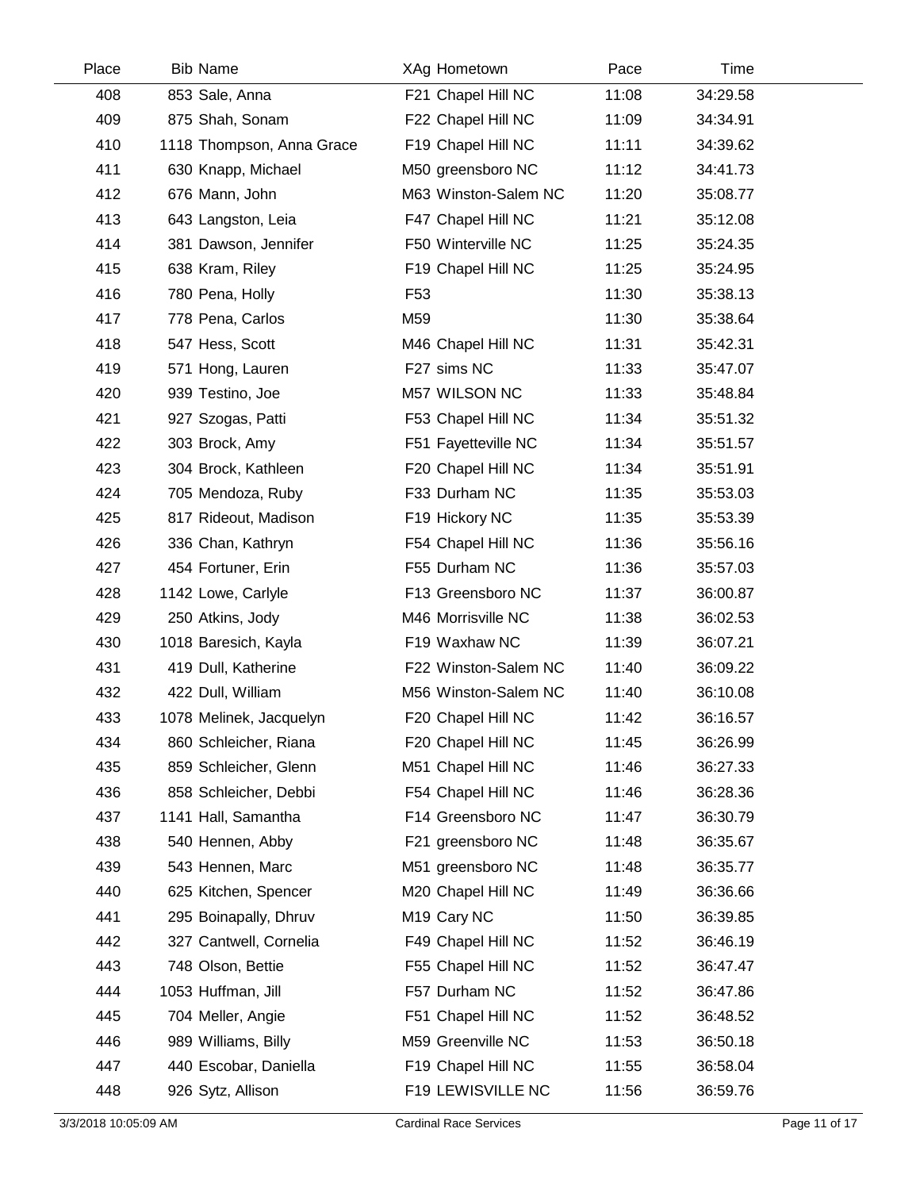| Place | Bib | Name | XAg | Hometown | Pace | Time |
|---|---|---|---|---|---|---|
| 408 | 853 | Sale, Anna | F21 | Chapel Hill NC | 11:08 | 34:29.58 |
| 409 | 875 | Shah, Sonam | F22 | Chapel Hill NC | 11:09 | 34:34.91 |
| 410 | 1118 | Thompson, Anna Grace | F19 | Chapel Hill NC | 11:11 | 34:39.62 |
| 411 | 630 | Knapp, Michael | M50 | greensboro NC | 11:12 | 34:41.73 |
| 412 | 676 | Mann, John | M63 | Winston-Salem NC | 11:20 | 35:08.77 |
| 413 | 643 | Langston, Leia | F47 | Chapel Hill NC | 11:21 | 35:12.08 |
| 414 | 381 | Dawson, Jennifer | F50 | Winterville NC | 11:25 | 35:24.35 |
| 415 | 638 | Kram, Riley | F19 | Chapel Hill NC | 11:25 | 35:24.95 |
| 416 | 780 | Pena, Holly | F53 | | 11:30 | 35:38.13 |
| 417 | 778 | Pena, Carlos | M59 | | 11:30 | 35:38.64 |
| 418 | 547 | Hess, Scott | M46 | Chapel Hill NC | 11:31 | 35:42.31 |
| 419 | 571 | Hong, Lauren | F27 | sims NC | 11:33 | 35:47.07 |
| 420 | 939 | Testino, Joe | M57 | WILSON NC | 11:33 | 35:48.84 |
| 421 | 927 | Szogas, Patti | F53 | Chapel Hill NC | 11:34 | 35:51.32 |
| 422 | 303 | Brock, Amy | F51 | Fayetteville NC | 11:34 | 35:51.57 |
| 423 | 304 | Brock, Kathleen | F20 | Chapel Hill NC | 11:34 | 35:51.91 |
| 424 | 705 | Mendoza, Ruby | F33 | Durham NC | 11:35 | 35:53.03 |
| 425 | 817 | Rideout, Madison | F19 | Hickory NC | 11:35 | 35:53.39 |
| 426 | 336 | Chan, Kathryn | F54 | Chapel Hill NC | 11:36 | 35:56.16 |
| 427 | 454 | Fortuner, Erin | F55 | Durham NC | 11:36 | 35:57.03 |
| 428 | 1142 | Lowe, Carlyle | F13 | Greensboro NC | 11:37 | 36:00.87 |
| 429 | 250 | Atkins, Jody | M46 | Morrisville NC | 11:38 | 36:02.53 |
| 430 | 1018 | Baresich, Kayla | F19 | Waxhaw NC | 11:39 | 36:07.21 |
| 431 | 419 | Dull, Katherine | F22 | Winston-Salem NC | 11:40 | 36:09.22 |
| 432 | 422 | Dull, William | M56 | Winston-Salem NC | 11:40 | 36:10.08 |
| 433 | 1078 | Melinek, Jacquelyn | F20 | Chapel Hill NC | 11:42 | 36:16.57 |
| 434 | 860 | Schleicher, Riana | F20 | Chapel Hill NC | 11:45 | 36:26.99 |
| 435 | 859 | Schleicher, Glenn | M51 | Chapel Hill NC | 11:46 | 36:27.33 |
| 436 | 858 | Schleicher, Debbi | F54 | Chapel Hill NC | 11:46 | 36:28.36 |
| 437 | 1141 | Hall, Samantha | F14 | Greensboro NC | 11:47 | 36:30.79 |
| 438 | 540 | Hennen, Abby | F21 | greensboro NC | 11:48 | 36:35.67 |
| 439 | 543 | Hennen, Marc | M51 | greensboro NC | 11:48 | 36:35.77 |
| 440 | 625 | Kitchen, Spencer | M20 | Chapel Hill NC | 11:49 | 36:36.66 |
| 441 | 295 | Boinapally, Dhruv | M19 | Cary NC | 11:50 | 36:39.85 |
| 442 | 327 | Cantwell, Cornelia | F49 | Chapel Hill NC | 11:52 | 36:46.19 |
| 443 | 748 | Olson, Bettie | F55 | Chapel Hill NC | 11:52 | 36:47.47 |
| 444 | 1053 | Huffman, Jill | F57 | Durham NC | 11:52 | 36:47.86 |
| 445 | 704 | Meller, Angie | F51 | Chapel Hill NC | 11:52 | 36:48.52 |
| 446 | 989 | Williams, Billy | M59 | Greenville NC | 11:53 | 36:50.18 |
| 447 | 440 | Escobar, Daniella | F19 | Chapel Hill NC | 11:55 | 36:58.04 |
| 448 | 926 | Sytz, Allison | F19 | LEWISVILLE NC | 11:56 | 36:59.76 |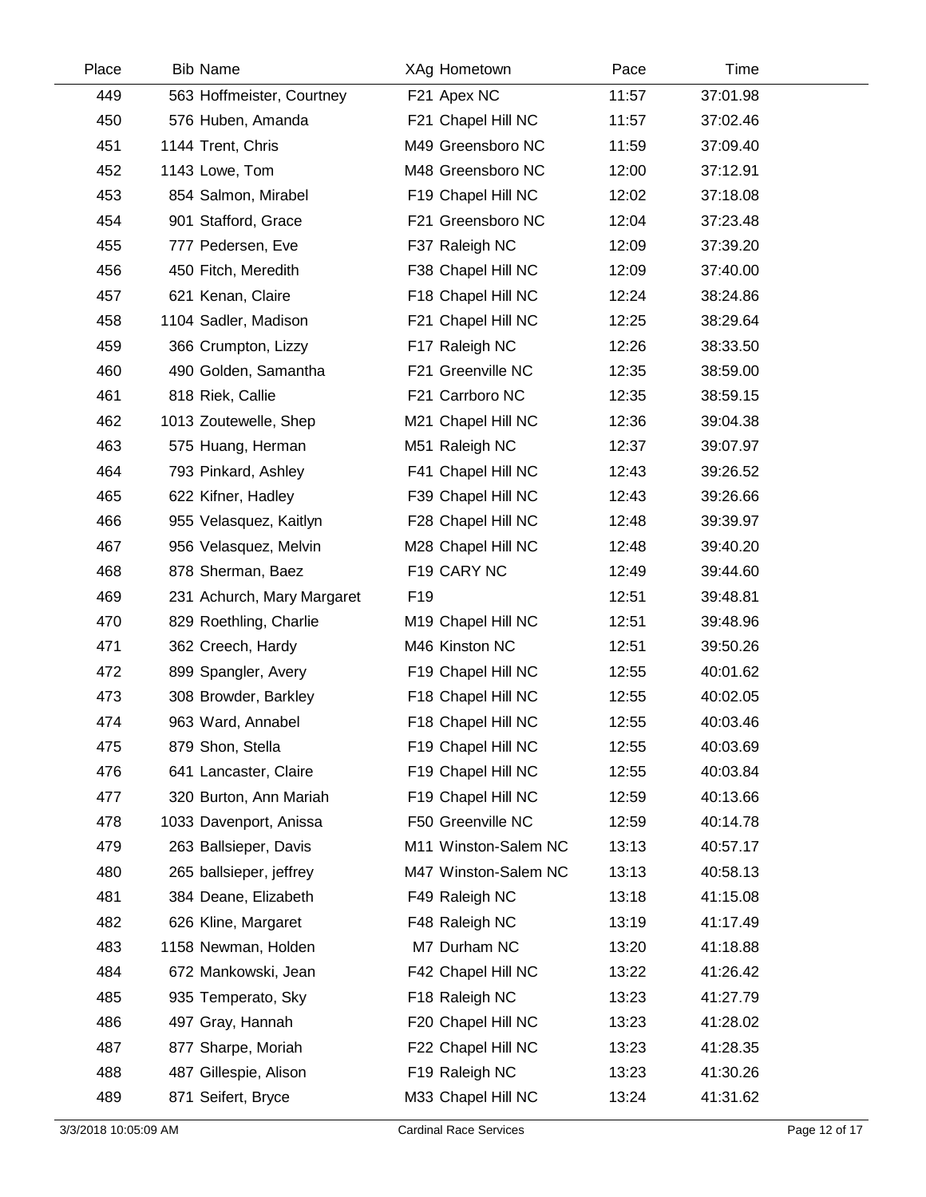| Place | Bib | Name | XAg | Hometown | Pace | Time |
|---|---|---|---|---|---|---|
| 449 | 563 | Hoffmeister, Courtney | F21 | Apex NC | 11:57 | 37:01.98 |
| 450 | 576 | Huben, Amanda | F21 | Chapel Hill NC | 11:57 | 37:02.46 |
| 451 | 1144 | Trent, Chris | M49 | Greensboro NC | 11:59 | 37:09.40 |
| 452 | 1143 | Lowe, Tom | M48 | Greensboro NC | 12:00 | 37:12.91 |
| 453 | 854 | Salmon, Mirabel | F19 | Chapel Hill NC | 12:02 | 37:18.08 |
| 454 | 901 | Stafford, Grace | F21 | Greensboro NC | 12:04 | 37:23.48 |
| 455 | 777 | Pedersen, Eve | F37 | Raleigh NC | 12:09 | 37:39.20 |
| 456 | 450 | Fitch, Meredith | F38 | Chapel Hill NC | 12:09 | 37:40.00 |
| 457 | 621 | Kenan, Claire | F18 | Chapel Hill NC | 12:24 | 38:24.86 |
| 458 | 1104 | Sadler, Madison | F21 | Chapel Hill NC | 12:25 | 38:29.64 |
| 459 | 366 | Crumpton, Lizzy | F17 | Raleigh NC | 12:26 | 38:33.50 |
| 460 | 490 | Golden, Samantha | F21 | Greenville NC | 12:35 | 38:59.00 |
| 461 | 818 | Riek, Callie | F21 | Carrboro NC | 12:35 | 38:59.15 |
| 462 | 1013 | Zoutewelle, Shep | M21 | Chapel Hill NC | 12:36 | 39:04.38 |
| 463 | 575 | Huang, Herman | M51 | Raleigh NC | 12:37 | 39:07.97 |
| 464 | 793 | Pinkard, Ashley | F41 | Chapel Hill NC | 12:43 | 39:26.52 |
| 465 | 622 | Kifner, Hadley | F39 | Chapel Hill NC | 12:43 | 39:26.66 |
| 466 | 955 | Velasquez, Kaitlyn | F28 | Chapel Hill NC | 12:48 | 39:39.97 |
| 467 | 956 | Velasquez, Melvin | M28 | Chapel Hill NC | 12:48 | 39:40.20 |
| 468 | 878 | Sherman, Baez | F19 | CARY NC | 12:49 | 39:44.60 |
| 469 | 231 | Achurch, Mary Margaret | F19 | | 12:51 | 39:48.81 |
| 470 | 829 | Roethling, Charlie | M19 | Chapel Hill NC | 12:51 | 39:48.96 |
| 471 | 362 | Creech, Hardy | M46 | Kinston NC | 12:51 | 39:50.26 |
| 472 | 899 | Spangler, Avery | F19 | Chapel Hill NC | 12:55 | 40:01.62 |
| 473 | 308 | Browder, Barkley | F18 | Chapel Hill NC | 12:55 | 40:02.05 |
| 474 | 963 | Ward, Annabel | F18 | Chapel Hill NC | 12:55 | 40:03.46 |
| 475 | 879 | Shon, Stella | F19 | Chapel Hill NC | 12:55 | 40:03.69 |
| 476 | 641 | Lancaster, Claire | F19 | Chapel Hill NC | 12:55 | 40:03.84 |
| 477 | 320 | Burton, Ann Mariah | F19 | Chapel Hill NC | 12:59 | 40:13.66 |
| 478 | 1033 | Davenport, Anissa | F50 | Greenville NC | 12:59 | 40:14.78 |
| 479 | 263 | Ballsieper, Davis | M11 | Winston-Salem NC | 13:13 | 40:57.17 |
| 480 | 265 | ballsieper, jeffrey | M47 | Winston-Salem NC | 13:13 | 40:58.13 |
| 481 | 384 | Deane, Elizabeth | F49 | Raleigh NC | 13:18 | 41:15.08 |
| 482 | 626 | Kline, Margaret | F48 | Raleigh NC | 13:19 | 41:17.49 |
| 483 | 1158 | Newman, Holden | M7 | Durham NC | 13:20 | 41:18.88 |
| 484 | 672 | Mankowski, Jean | F42 | Chapel Hill NC | 13:22 | 41:26.42 |
| 485 | 935 | Temperato, Sky | F18 | Raleigh NC | 13:23 | 41:27.79 |
| 486 | 497 | Gray, Hannah | F20 | Chapel Hill NC | 13:23 | 41:28.02 |
| 487 | 877 | Sharpe, Moriah | F22 | Chapel Hill NC | 13:23 | 41:28.35 |
| 488 | 487 | Gillespie, Alison | F19 | Raleigh NC | 13:23 | 41:30.26 |
| 489 | 871 | Seifert, Bryce | M33 | Chapel Hill NC | 13:24 | 41:31.62 |

3/3/2018 10:05:09 AM Cardinal Race Services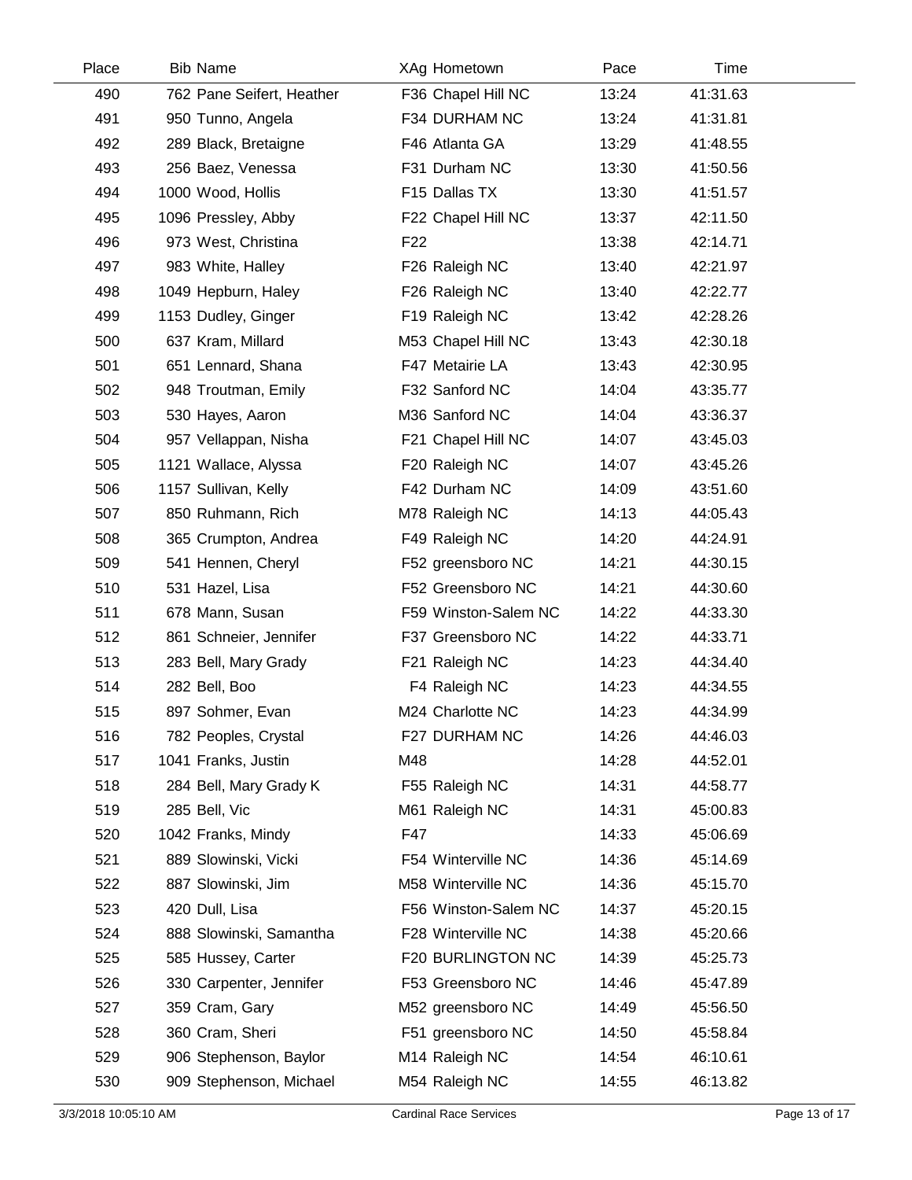| Place | Bib | Name | XAg | Hometown | Pace | Time |
|---|---|---|---|---|---|---|
| 490 | 762 | Pane Seifert, Heather | F36 | Chapel Hill NC | 13:24 | 41:31.63 |
| 491 | 950 | Tunno, Angela | F34 | DURHAM NC | 13:24 | 41:31.81 |
| 492 | 289 | Black, Bretaigne | F46 | Atlanta GA | 13:29 | 41:48.55 |
| 493 | 256 | Baez, Venessa | F31 | Durham NC | 13:30 | 41:50.56 |
| 494 | 1000 | Wood, Hollis | F15 | Dallas TX | 13:30 | 41:51.57 |
| 495 | 1096 | Pressley, Abby | F22 | Chapel Hill NC | 13:37 | 42:11.50 |
| 496 | 973 | West, Christina | F22 | | 13:38 | 42:14.71 |
| 497 | 983 | White, Halley | F26 | Raleigh NC | 13:40 | 42:21.97 |
| 498 | 1049 | Hepburn, Haley | F26 | Raleigh NC | 13:40 | 42:22.77 |
| 499 | 1153 | Dudley, Ginger | F19 | Raleigh NC | 13:42 | 42:28.26 |
| 500 | 637 | Kram, Millard | M53 | Chapel Hill NC | 13:43 | 42:30.18 |
| 501 | 651 | Lennard, Shana | F47 | Metairie LA | 13:43 | 42:30.95 |
| 502 | 948 | Troutman, Emily | F32 | Sanford NC | 14:04 | 43:35.77 |
| 503 | 530 | Hayes, Aaron | M36 | Sanford NC | 14:04 | 43:36.37 |
| 504 | 957 | Vellappan, Nisha | F21 | Chapel Hill NC | 14:07 | 43:45.03 |
| 505 | 1121 | Wallace, Alyssa | F20 | Raleigh NC | 14:07 | 43:45.26 |
| 506 | 1157 | Sullivan, Kelly | F42 | Durham NC | 14:09 | 43:51.60 |
| 507 | 850 | Ruhmann, Rich | M78 | Raleigh NC | 14:13 | 44:05.43 |
| 508 | 365 | Crumpton, Andrea | F49 | Raleigh NC | 14:20 | 44:24.91 |
| 509 | 541 | Hennen, Cheryl | F52 | greensboro NC | 14:21 | 44:30.15 |
| 510 | 531 | Hazel, Lisa | F52 | Greensboro NC | 14:21 | 44:30.60 |
| 511 | 678 | Mann, Susan | F59 | Winston-Salem NC | 14:22 | 44:33.30 |
| 512 | 861 | Schneier, Jennifer | F37 | Greensboro NC | 14:22 | 44:33.71 |
| 513 | 283 | Bell, Mary Grady | F21 | Raleigh NC | 14:23 | 44:34.40 |
| 514 | 282 | Bell, Boo | F4 | Raleigh NC | 14:23 | 44:34.55 |
| 515 | 897 | Sohmer, Evan | M24 | Charlotte NC | 14:23 | 44:34.99 |
| 516 | 782 | Peoples, Crystal | F27 | DURHAM NC | 14:26 | 44:46.03 |
| 517 | 1041 | Franks, Justin | M48 | | 14:28 | 44:52.01 |
| 518 | 284 | Bell, Mary Grady K | F55 | Raleigh NC | 14:31 | 44:58.77 |
| 519 | 285 | Bell, Vic | M61 | Raleigh NC | 14:31 | 45:00.83 |
| 520 | 1042 | Franks, Mindy | F47 | | 14:33 | 45:06.69 |
| 521 | 889 | Slowinski, Vicki | F54 | Winterville NC | 14:36 | 45:14.69 |
| 522 | 887 | Slowinski, Jim | M58 | Winterville NC | 14:36 | 45:15.70 |
| 523 | 420 | Dull, Lisa | F56 | Winston-Salem NC | 14:37 | 45:20.15 |
| 524 | 888 | Slowinski, Samantha | F28 | Winterville NC | 14:38 | 45:20.66 |
| 525 | 585 | Hussey, Carter | F20 | BURLINGTON NC | 14:39 | 45:25.73 |
| 526 | 330 | Carpenter, Jennifer | F53 | Greensboro NC | 14:46 | 45:47.89 |
| 527 | 359 | Cram, Gary | M52 | greensboro NC | 14:49 | 45:56.50 |
| 528 | 360 | Cram, Sheri | F51 | greensboro NC | 14:50 | 45:58.84 |
| 529 | 906 | Stephenson, Baylor | M14 | Raleigh NC | 14:54 | 46:10.61 |
| 530 | 909 | Stephenson, Michael | M54 | Raleigh NC | 14:55 | 46:13.82 |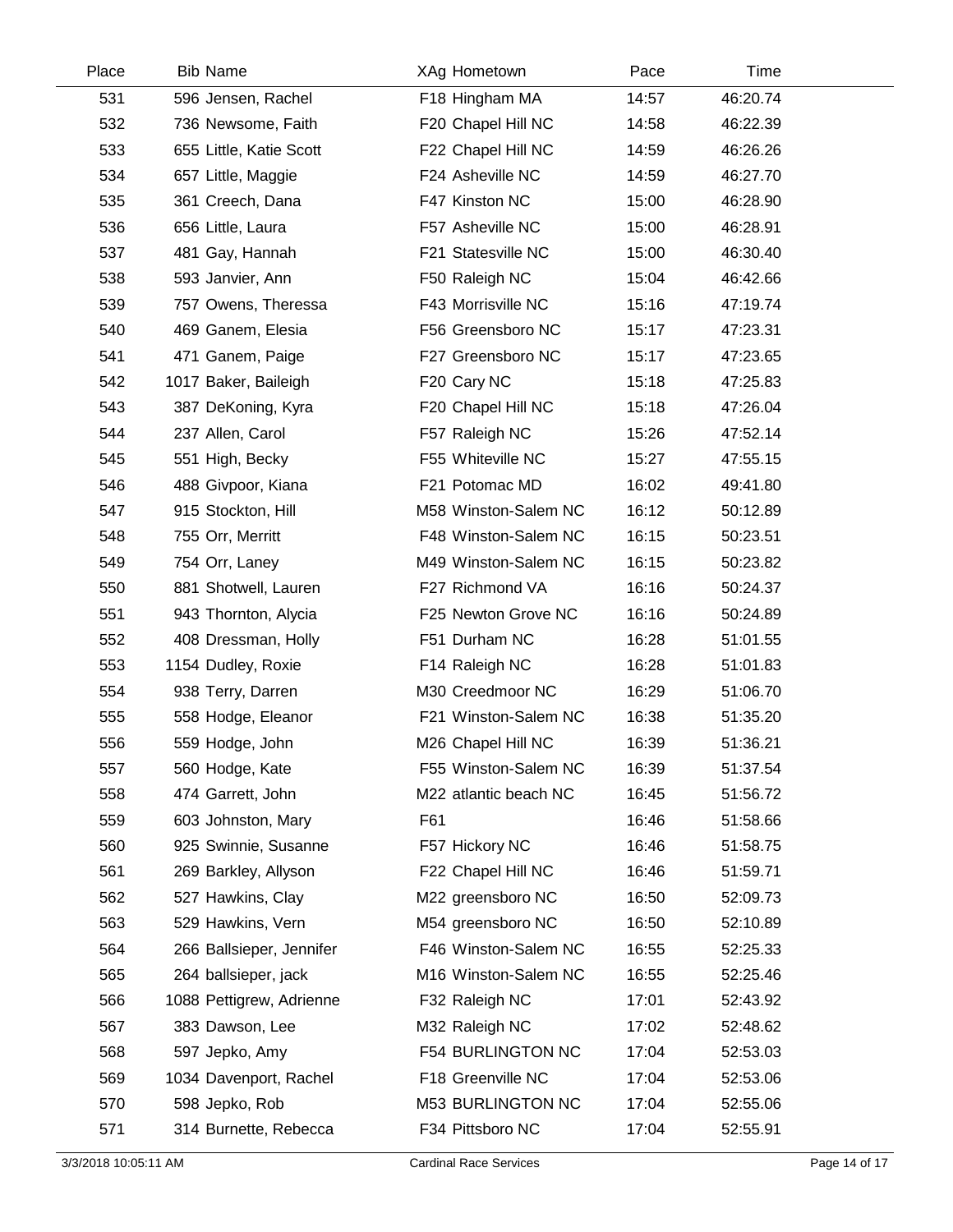| Place | Bib | Name | XAg | Hometown | Pace | Time |
|---|---|---|---|---|---|---|
| 531 | 596 | Jensen, Rachel | F18 | Hingham MA | 14:57 | 46:20.74 |
| 532 | 736 | Newsome, Faith | F20 | Chapel Hill NC | 14:58 | 46:22.39 |
| 533 | 655 | Little, Katie Scott | F22 | Chapel Hill NC | 14:59 | 46:26.26 |
| 534 | 657 | Little, Maggie | F24 | Asheville NC | 14:59 | 46:27.70 |
| 535 | 361 | Creech, Dana | F47 | Kinston NC | 15:00 | 46:28.90 |
| 536 | 656 | Little, Laura | F57 | Asheville NC | 15:00 | 46:28.91 |
| 537 | 481 | Gay, Hannah | F21 | Statesville NC | 15:00 | 46:30.40 |
| 538 | 593 | Janvier, Ann | F50 | Raleigh NC | 15:04 | 46:42.66 |
| 539 | 757 | Owens, Theressa | F43 | Morrisville NC | 15:16 | 47:19.74 |
| 540 | 469 | Ganem, Elesia | F56 | Greensboro NC | 15:17 | 47:23.31 |
| 541 | 471 | Ganem, Paige | F27 | Greensboro NC | 15:17 | 47:23.65 |
| 542 | 1017 | Baker, Baileigh | F20 | Cary NC | 15:18 | 47:25.83 |
| 543 | 387 | DeKoning, Kyra | F20 | Chapel Hill NC | 15:18 | 47:26.04 |
| 544 | 237 | Allen, Carol | F57 | Raleigh NC | 15:26 | 47:52.14 |
| 545 | 551 | High, Becky | F55 | Whiteville NC | 15:27 | 47:55.15 |
| 546 | 488 | Givpoor, Kiana | F21 | Potomac MD | 16:02 | 49:41.80 |
| 547 | 915 | Stockton, Hill | M58 | Winston-Salem NC | 16:12 | 50:12.89 |
| 548 | 755 | Orr, Merritt | F48 | Winston-Salem NC | 16:15 | 50:23.51 |
| 549 | 754 | Orr, Laney | M49 | Winston-Salem NC | 16:15 | 50:23.82 |
| 550 | 881 | Shotwell, Lauren | F27 | Richmond VA | 16:16 | 50:24.37 |
| 551 | 943 | Thornton, Alycia | F25 | Newton Grove NC | 16:16 | 50:24.89 |
| 552 | 408 | Dressman, Holly | F51 | Durham NC | 16:28 | 51:01.55 |
| 553 | 1154 | Dudley, Roxie | F14 | Raleigh NC | 16:28 | 51:01.83 |
| 554 | 938 | Terry, Darren | M30 | Creedmoor NC | 16:29 | 51:06.70 |
| 555 | 558 | Hodge, Eleanor | F21 | Winston-Salem NC | 16:38 | 51:35.20 |
| 556 | 559 | Hodge, John | M26 | Chapel Hill NC | 16:39 | 51:36.21 |
| 557 | 560 | Hodge, Kate | F55 | Winston-Salem NC | 16:39 | 51:37.54 |
| 558 | 474 | Garrett, John | M22 | atlantic beach NC | 16:45 | 51:56.72 |
| 559 | 603 | Johnston, Mary | F61 | | 16:46 | 51:58.66 |
| 560 | 925 | Swinnie, Susanne | F57 | Hickory NC | 16:46 | 51:58.75 |
| 561 | 269 | Barkley, Allyson | F22 | Chapel Hill NC | 16:46 | 51:59.71 |
| 562 | 527 | Hawkins, Clay | M22 | greensboro NC | 16:50 | 52:09.73 |
| 563 | 529 | Hawkins, Vern | M54 | greensboro NC | 16:50 | 52:10.89 |
| 564 | 266 | Ballsieper, Jennifer | F46 | Winston-Salem NC | 16:55 | 52:25.33 |
| 565 | 264 | ballsieper, jack | M16 | Winston-Salem NC | 16:55 | 52:25.46 |
| 566 | 1088 | Pettigrew, Adrienne | F32 | Raleigh NC | 17:01 | 52:43.92 |
| 567 | 383 | Dawson, Lee | M32 | Raleigh NC | 17:02 | 52:48.62 |
| 568 | 597 | Jepko, Amy | F54 | BURLINGTON NC | 17:04 | 52:53.03 |
| 569 | 1034 | Davenport, Rachel | F18 | Greenville NC | 17:04 | 52:53.06 |
| 570 | 598 | Jepko, Rob | M53 | BURLINGTON NC | 17:04 | 52:55.06 |
| 571 | 314 | Burnette, Rebecca | F34 | Pittsboro NC | 17:04 | 52:55.91 |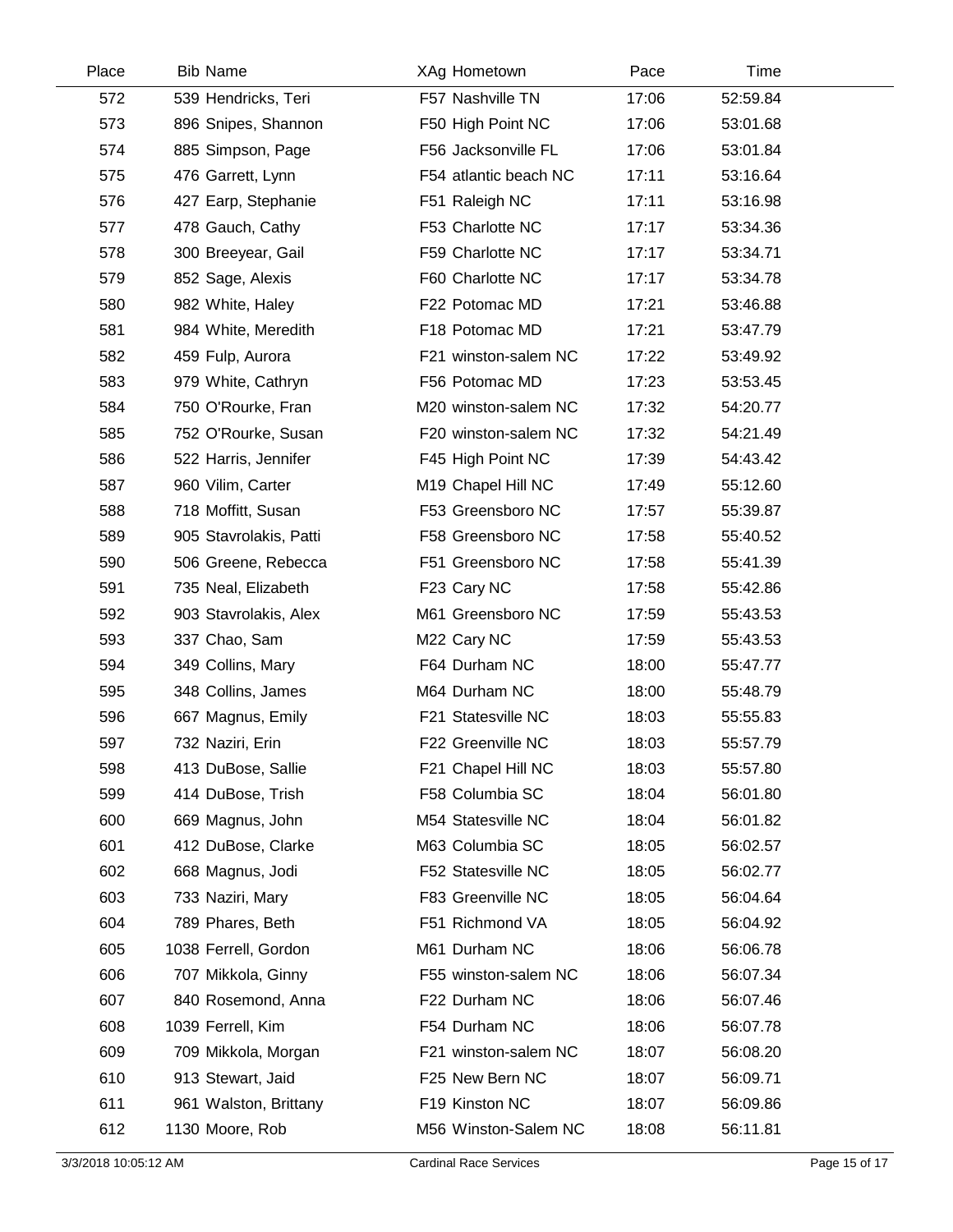| Place | Bib | Name | XAg | Hometown | Pace | Time |
|---|---|---|---|---|---|---|
| 572 | 539 | Hendricks, Teri | F57 | Nashville TN | 17:06 | 52:59.84 |
| 573 | 896 | Snipes, Shannon | F50 | High Point NC | 17:06 | 53:01.68 |
| 574 | 885 | Simpson, Page | F56 | Jacksonville FL | 17:06 | 53:01.84 |
| 575 | 476 | Garrett, Lynn | F54 | atlantic beach NC | 17:11 | 53:16.64 |
| 576 | 427 | Earp, Stephanie | F51 | Raleigh NC | 17:11 | 53:16.98 |
| 577 | 478 | Gauch, Cathy | F53 | Charlotte NC | 17:17 | 53:34.36 |
| 578 | 300 | Breeyear, Gail | F59 | Charlotte NC | 17:17 | 53:34.71 |
| 579 | 852 | Sage, Alexis | F60 | Charlotte NC | 17:17 | 53:34.78 |
| 580 | 982 | White, Haley | F22 | Potomac MD | 17:21 | 53:46.88 |
| 581 | 984 | White, Meredith | F18 | Potomac MD | 17:21 | 53:47.79 |
| 582 | 459 | Fulp, Aurora | F21 | winston-salem NC | 17:22 | 53:49.92 |
| 583 | 979 | White, Cathryn | F56 | Potomac MD | 17:23 | 53:53.45 |
| 584 | 750 | O'Rourke, Fran | M20 | winston-salem NC | 17:32 | 54:20.77 |
| 585 | 752 | O'Rourke, Susan | F20 | winston-salem NC | 17:32 | 54:21.49 |
| 586 | 522 | Harris, Jennifer | F45 | High Point NC | 17:39 | 54:43.42 |
| 587 | 960 | Vilim, Carter | M19 | Chapel Hill NC | 17:49 | 55:12.60 |
| 588 | 718 | Moffitt, Susan | F53 | Greensboro NC | 17:57 | 55:39.87 |
| 589 | 905 | Stavrolakis, Patti | F58 | Greensboro NC | 17:58 | 55:40.52 |
| 590 | 506 | Greene, Rebecca | F51 | Greensboro NC | 17:58 | 55:41.39 |
| 591 | 735 | Neal, Elizabeth | F23 | Cary NC | 17:58 | 55:42.86 |
| 592 | 903 | Stavrolakis, Alex | M61 | Greensboro NC | 17:59 | 55:43.53 |
| 593 | 337 | Chao, Sam | M22 | Cary NC | 17:59 | 55:43.53 |
| 594 | 349 | Collins, Mary | F64 | Durham NC | 18:00 | 55:47.77 |
| 595 | 348 | Collins, James | M64 | Durham NC | 18:00 | 55:48.79 |
| 596 | 667 | Magnus, Emily | F21 | Statesville NC | 18:03 | 55:55.83 |
| 597 | 732 | Naziri, Erin | F22 | Greenville NC | 18:03 | 55:57.79 |
| 598 | 413 | DuBose, Sallie | F21 | Chapel Hill NC | 18:03 | 55:57.80 |
| 599 | 414 | DuBose, Trish | F58 | Columbia SC | 18:04 | 56:01.80 |
| 600 | 669 | Magnus, John | M54 | Statesville NC | 18:04 | 56:01.82 |
| 601 | 412 | DuBose, Clarke | M63 | Columbia SC | 18:05 | 56:02.57 |
| 602 | 668 | Magnus, Jodi | F52 | Statesville NC | 18:05 | 56:02.77 |
| 603 | 733 | Naziri, Mary | F83 | Greenville NC | 18:05 | 56:04.64 |
| 604 | 789 | Phares, Beth | F51 | Richmond VA | 18:05 | 56:04.92 |
| 605 | 1038 | Ferrell, Gordon | M61 | Durham NC | 18:06 | 56:06.78 |
| 606 | 707 | Mikkola, Ginny | F55 | winston-salem NC | 18:06 | 56:07.34 |
| 607 | 840 | Rosemond, Anna | F22 | Durham NC | 18:06 | 56:07.46 |
| 608 | 1039 | Ferrell, Kim | F54 | Durham NC | 18:06 | 56:07.78 |
| 609 | 709 | Mikkola, Morgan | F21 | winston-salem NC | 18:07 | 56:08.20 |
| 610 | 913 | Stewart, Jaid | F25 | New Bern NC | 18:07 | 56:09.71 |
| 611 | 961 | Walston, Brittany | F19 | Kinston NC | 18:07 | 56:09.86 |
| 612 | 1130 | Moore, Rob | M56 | Winston-Salem NC | 18:08 | 56:11.81 |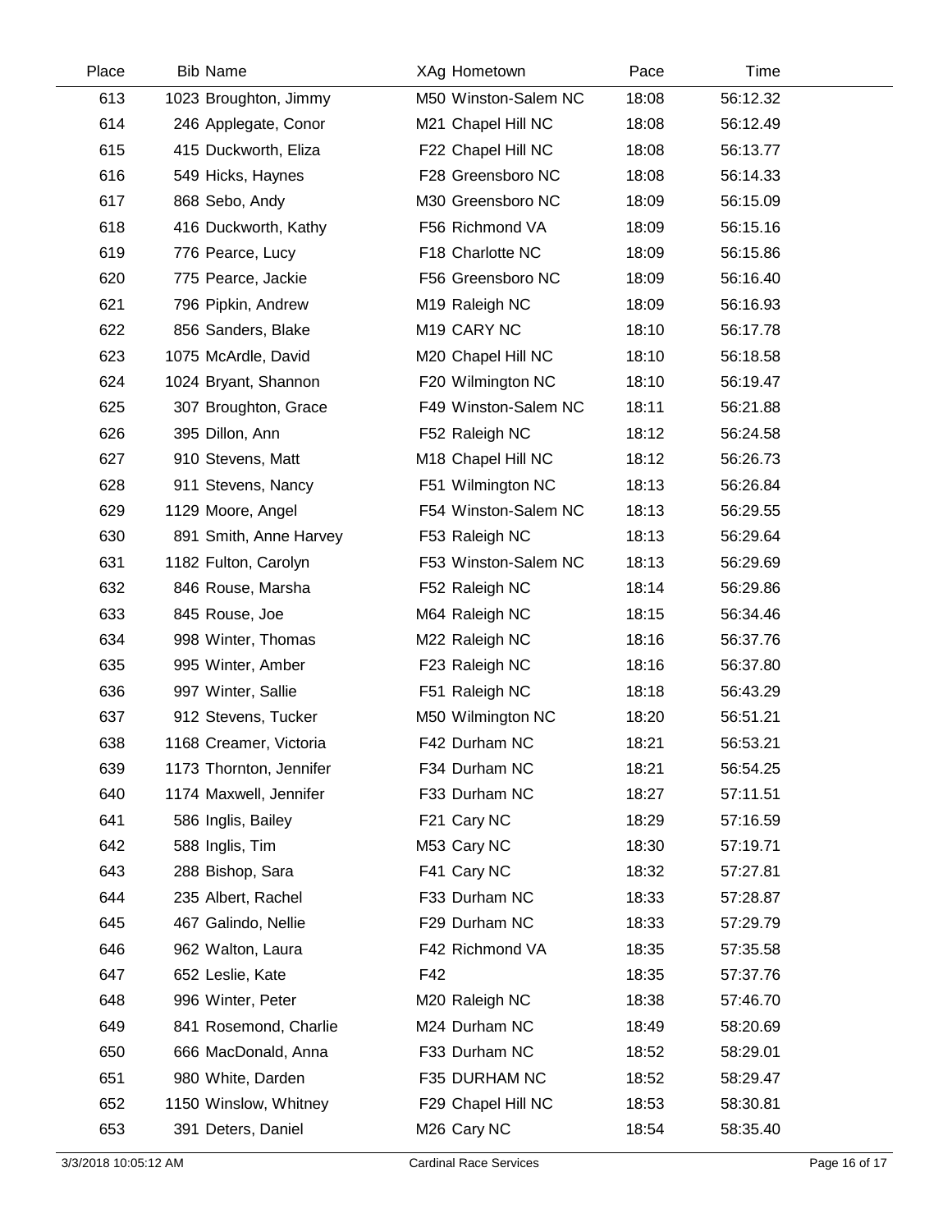| Place | Bib | Name | XAg | Hometown | Pace | Time |
|---|---|---|---|---|---|---|
| 613 | 1023 | Broughton, Jimmy | M50 | Winston-Salem NC | 18:08 | 56:12.32 |
| 614 | 246 | Applegate, Conor | M21 | Chapel Hill NC | 18:08 | 56:12.49 |
| 615 | 415 | Duckworth, Eliza | F22 | Chapel Hill NC | 18:08 | 56:13.77 |
| 616 | 549 | Hicks, Haynes | F28 | Greensboro NC | 18:08 | 56:14.33 |
| 617 | 868 | Sebo, Andy | M30 | Greensboro NC | 18:09 | 56:15.09 |
| 618 | 416 | Duckworth, Kathy | F56 | Richmond VA | 18:09 | 56:15.16 |
| 619 | 776 | Pearce, Lucy | F18 | Charlotte NC | 18:09 | 56:15.86 |
| 620 | 775 | Pearce, Jackie | F56 | Greensboro NC | 18:09 | 56:16.40 |
| 621 | 796 | Pipkin, Andrew | M19 | Raleigh NC | 18:09 | 56:16.93 |
| 622 | 856 | Sanders, Blake | M19 | CARY NC | 18:10 | 56:17.78 |
| 623 | 1075 | McArdle, David | M20 | Chapel Hill NC | 18:10 | 56:18.58 |
| 624 | 1024 | Bryant, Shannon | F20 | Wilmington NC | 18:10 | 56:19.47 |
| 625 | 307 | Broughton, Grace | F49 | Winston-Salem NC | 18:11 | 56:21.88 |
| 626 | 395 | Dillon, Ann | F52 | Raleigh NC | 18:12 | 56:24.58 |
| 627 | 910 | Stevens, Matt | M18 | Chapel Hill NC | 18:12 | 56:26.73 |
| 628 | 911 | Stevens, Nancy | F51 | Wilmington NC | 18:13 | 56:26.84 |
| 629 | 1129 | Moore, Angel | F54 | Winston-Salem NC | 18:13 | 56:29.55 |
| 630 | 891 | Smith, Anne Harvey | F53 | Raleigh NC | 18:13 | 56:29.64 |
| 631 | 1182 | Fulton, Carolyn | F53 | Winston-Salem NC | 18:13 | 56:29.69 |
| 632 | 846 | Rouse, Marsha | F52 | Raleigh NC | 18:14 | 56:29.86 |
| 633 | 845 | Rouse, Joe | M64 | Raleigh NC | 18:15 | 56:34.46 |
| 634 | 998 | Winter, Thomas | M22 | Raleigh NC | 18:16 | 56:37.76 |
| 635 | 995 | Winter, Amber | F23 | Raleigh NC | 18:16 | 56:37.80 |
| 636 | 997 | Winter, Sallie | F51 | Raleigh NC | 18:18 | 56:43.29 |
| 637 | 912 | Stevens, Tucker | M50 | Wilmington NC | 18:20 | 56:51.21 |
| 638 | 1168 | Creamer, Victoria | F42 | Durham NC | 18:21 | 56:53.21 |
| 639 | 1173 | Thornton, Jennifer | F34 | Durham NC | 18:21 | 56:54.25 |
| 640 | 1174 | Maxwell, Jennifer | F33 | Durham NC | 18:27 | 57:11.51 |
| 641 | 586 | Inglis, Bailey | F21 | Cary NC | 18:29 | 57:16.59 |
| 642 | 588 | Inglis, Tim | M53 | Cary NC | 18:30 | 57:19.71 |
| 643 | 288 | Bishop, Sara | F41 | Cary NC | 18:32 | 57:27.81 |
| 644 | 235 | Albert, Rachel | F33 | Durham NC | 18:33 | 57:28.87 |
| 645 | 467 | Galindo, Nellie | F29 | Durham NC | 18:33 | 57:29.79 |
| 646 | 962 | Walton, Laura | F42 | Richmond VA | 18:35 | 57:35.58 |
| 647 | 652 | Leslie, Kate | F42 | | 18:35 | 57:37.76 |
| 648 | 996 | Winter, Peter | M20 | Raleigh NC | 18:38 | 57:46.70 |
| 649 | 841 | Rosemond, Charlie | M24 | Durham NC | 18:49 | 58:20.69 |
| 650 | 666 | MacDonald, Anna | F33 | Durham NC | 18:52 | 58:29.01 |
| 651 | 980 | White, Darden | F35 | DURHAM NC | 18:52 | 58:29.47 |
| 652 | 1150 | Winslow, Whitney | F29 | Chapel Hill NC | 18:53 | 58:30.81 |
| 653 | 391 | Deters, Daniel | M26 | Cary NC | 18:54 | 58:35.40 |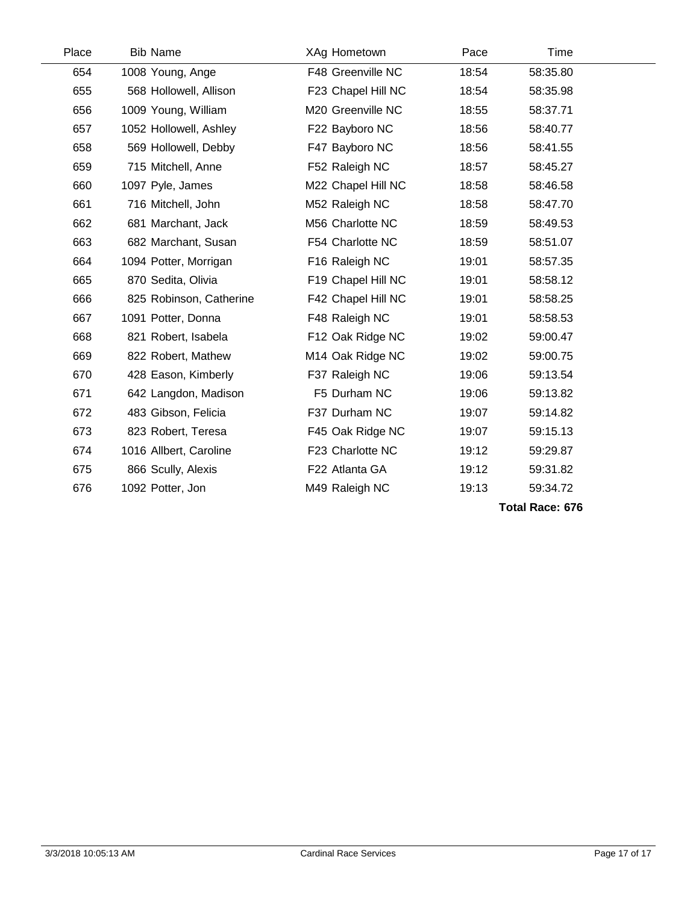| Place | Bib | Name | XAg | Hometown | Pace | Time |
|---|---|---|---|---|---|---|
| 654 | 1008 | Young, Ange | F48 | Greenville NC | 18:54 | 58:35.80 |
| 655 | 568 | Hollowell, Allison | F23 | Chapel Hill NC | 18:54 | 58:35.98 |
| 656 | 1009 | Young, William | M20 | Greenville NC | 18:55 | 58:37.71 |
| 657 | 1052 | Hollowell, Ashley | F22 | Bayboro NC | 18:56 | 58:40.77 |
| 658 | 569 | Hollowell, Debby | F47 | Bayboro NC | 18:56 | 58:41.55 |
| 659 | 715 | Mitchell, Anne | F52 | Raleigh NC | 18:57 | 58:45.27 |
| 660 | 1097 | Pyle, James | M22 | Chapel Hill NC | 18:58 | 58:46.58 |
| 661 | 716 | Mitchell, John | M52 | Raleigh NC | 18:58 | 58:47.70 |
| 662 | 681 | Marchant, Jack | M56 | Charlotte NC | 18:59 | 58:49.53 |
| 663 | 682 | Marchant, Susan | F54 | Charlotte NC | 18:59 | 58:51.07 |
| 664 | 1094 | Potter, Morrigan | F16 | Raleigh NC | 19:01 | 58:57.35 |
| 665 | 870 | Sedita, Olivia | F19 | Chapel Hill NC | 19:01 | 58:58.12 |
| 666 | 825 | Robinson, Catherine | F42 | Chapel Hill NC | 19:01 | 58:58.25 |
| 667 | 1091 | Potter, Donna | F48 | Raleigh NC | 19:01 | 58:58.53 |
| 668 | 821 | Robert, Isabela | F12 | Oak Ridge NC | 19:02 | 59:00.47 |
| 669 | 822 | Robert, Mathew | M14 | Oak Ridge NC | 19:02 | 59:00.75 |
| 670 | 428 | Eason, Kimberly | F37 | Raleigh NC | 19:06 | 59:13.54 |
| 671 | 642 | Langdon, Madison | F5 | Durham NC | 19:06 | 59:13.82 |
| 672 | 483 | Gibson, Felicia | F37 | Durham NC | 19:07 | 59:14.82 |
| 673 | 823 | Robert, Teresa | F45 | Oak Ridge NC | 19:07 | 59:15.13 |
| 674 | 1016 | Allbert, Caroline | F23 | Charlotte NC | 19:12 | 59:29.87 |
| 675 | 866 | Scully, Alexis | F22 | Atlanta GA | 19:12 | 59:31.82 |
| 676 | 1092 | Potter, Jon | M49 | Raleigh NC | 19:13 | 59:34.72 |

**Total Race: 676**